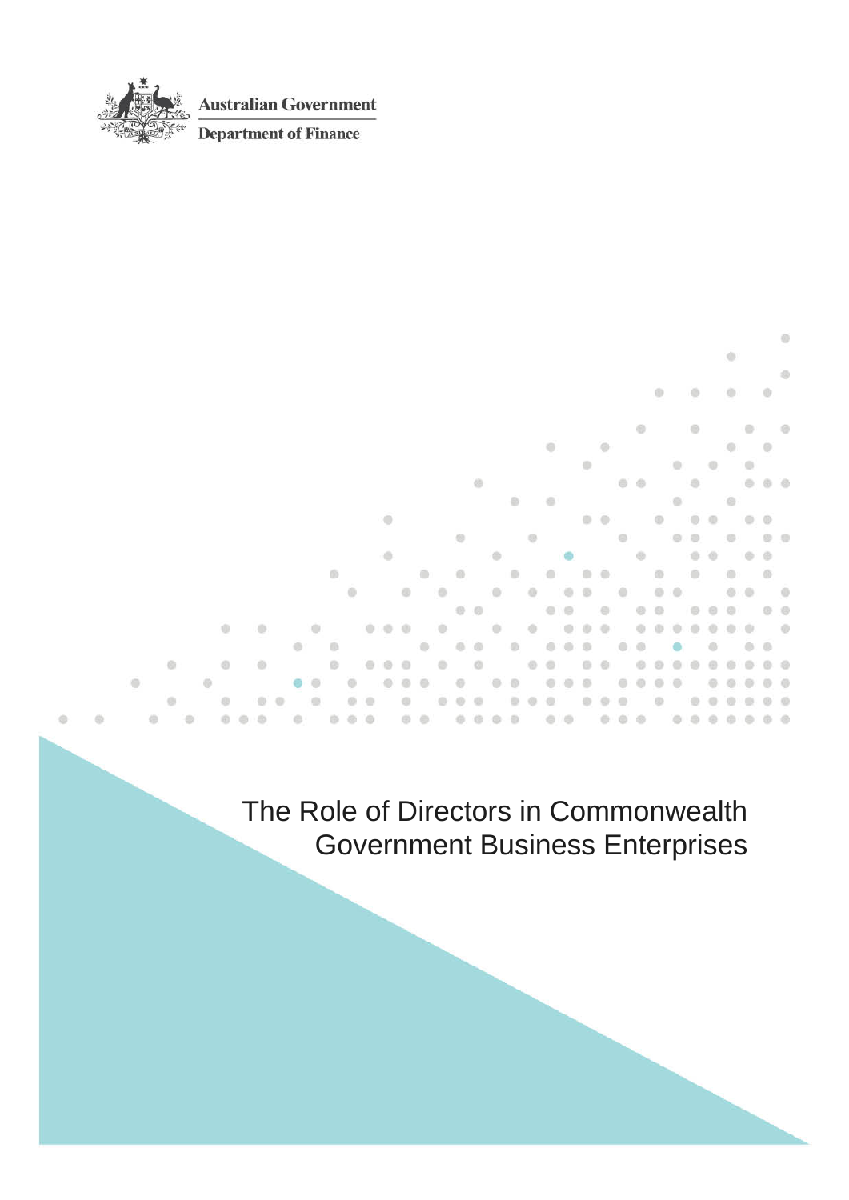Australian Government

Department of Finance

# The Role of Directors in Commonwealth Government Business Enterprises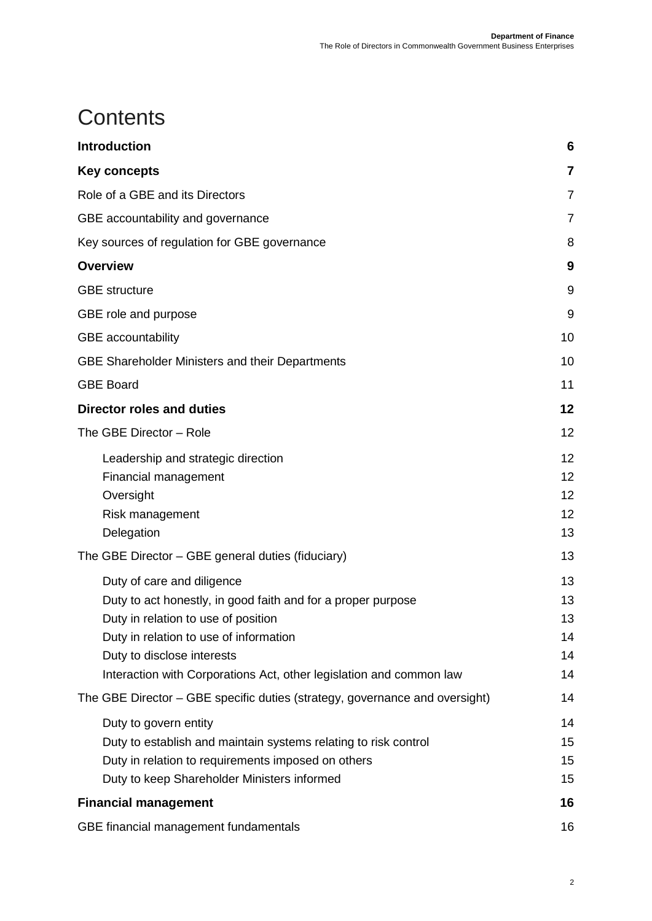# Contents

| | |
|---|---|
| **Introduction** | **6** |
| **Key concepts** | **7** |
| Role of a GBE and its Directors | 7 |
| GBE accountability and governance | 7 |
| Key sources of regulation for GBE governance | 8 |
| **Overview** | **9** |
| GBE structure | 9 |
| GBE role and purpose | 9 |
| GBE accountability | 10 |
| GBE Shareholder Ministers and their Departments | 10 |
| GBE Board | 11 |
| **Director roles and duties** | **12** |
| The GBE Director – Role | 12 |
| Leadership and strategic direction | 12 |
| Financial management | 12 |
| Oversight | 12 |
| Risk management | 12 |
| Delegation | 13 |
| The GBE Director – GBE general duties (fiduciary) | 13 |
| Duty of care and diligence | 13 |
| Duty to act honestly, in good faith and for a proper purpose | 13 |
| Duty in relation to use of position | 13 |
| Duty in relation to use of information | 14 |
| Duty to disclose interests | 14 |
| Interaction with Corporations Act, other legislation and common law | 14 |
| The GBE Director – GBE specific duties (strategy, governance and oversight) | 14 |
| Duty to govern entity | 14 |
| Duty to establish and maintain systems relating to risk control | 15 |
| Duty in relation to requirements imposed on others | 15 |
| Duty to keep Shareholder Ministers informed | 15 |
| **Financial management** | **16** |
| GBE financial management fundamentals | 16 |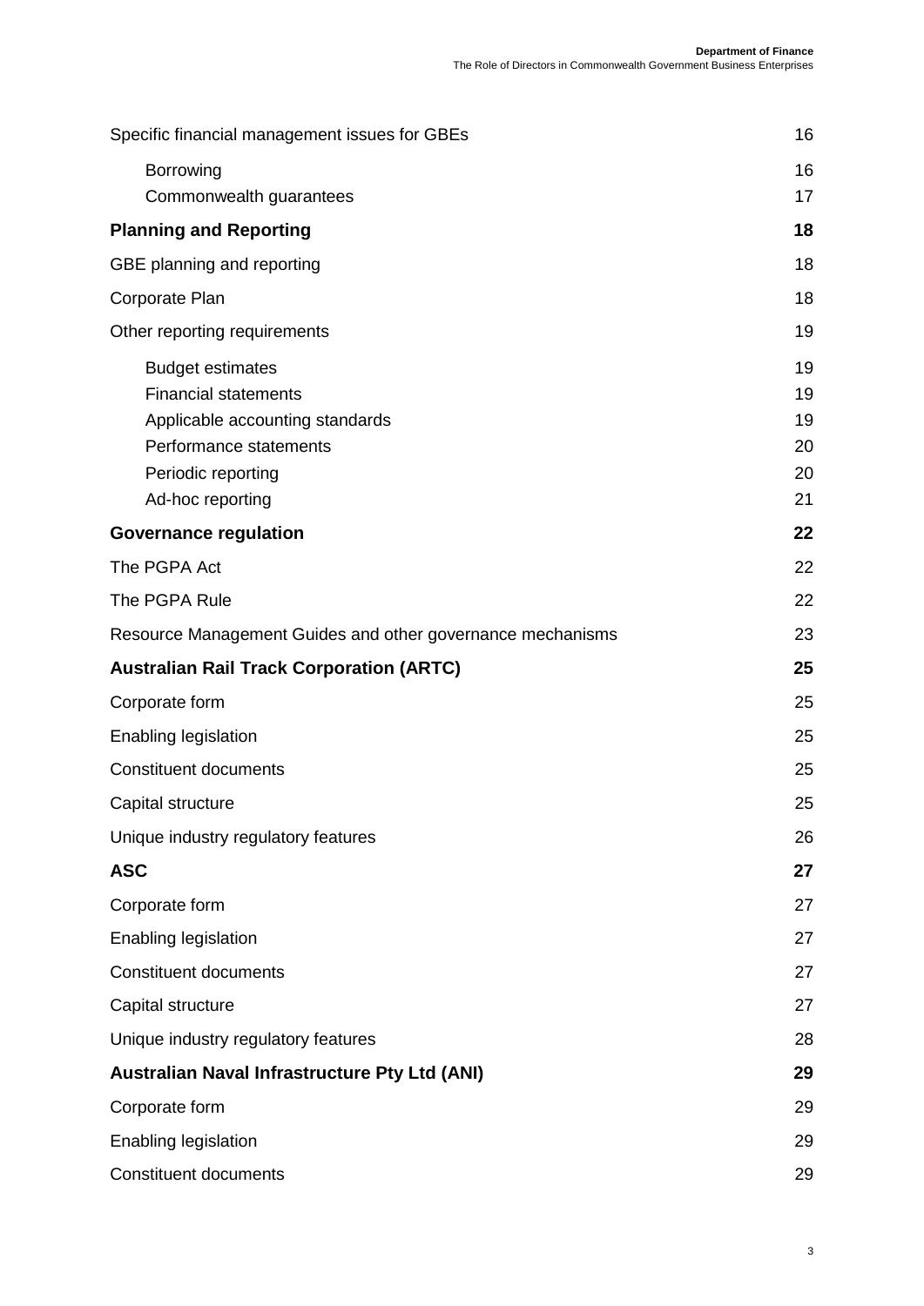| | |
|---|---|
| Specific financial management issues for GBEs | 16 |
| Borrowing | 16 |
| Commonwealth guarantees | 17 |
| **Planning and Reporting** | **18** |
| GBE planning and reporting | 18 |
| Corporate Plan | 18 |
| Other reporting requirements | 19 |
| Budget estimates | 19 |
| Financial statements | 19 |
| Applicable accounting standards | 19 |
| Performance statements | 20 |
| Periodic reporting | 20 |
| Ad-hoc reporting | 21 |
| **Governance regulation** | **22** |
| The PGPA Act | 22 |
| The PGPA Rule | 22 |
| Resource Management Guides and other governance mechanisms | 23 |
| **Australian Rail Track Corporation (ARTC)** | **25** |
| Corporate form | 25 |
| Enabling legislation | 25 |
| Constituent documents | 25 |
| Capital structure | 25 |
| Unique industry regulatory features | 26 |
| **ASC** | **27** |
| Corporate form | 27 |
| Enabling legislation | 27 |
| Constituent documents | 27 |
| Capital structure | 27 |
| Unique industry regulatory features | 28 |
| **Australian Naval Infrastructure Pty Ltd (ANI)** | **29** |
| Corporate form | 29 |
| Enabling legislation | 29 |
| Constituent documents | 29 |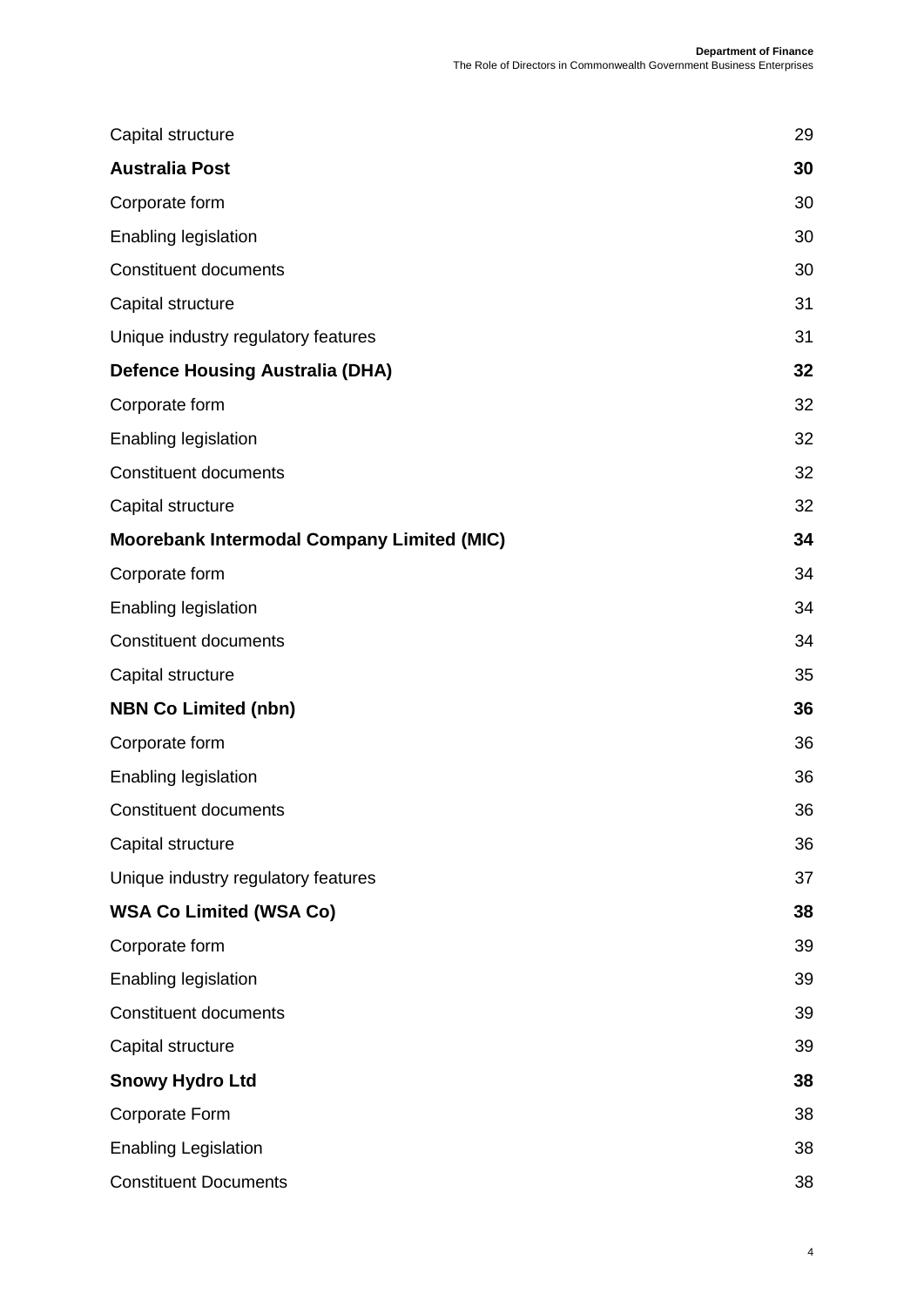| | |
|---|---|
| Capital structure | 29 |
| **Australia Post** | **30** |
| Corporate form | 30 |
| Enabling legislation | 30 |
| Constituent documents | 30 |
| Capital structure | 31 |
| Unique industry regulatory features | 31 |
| **Defence Housing Australia (DHA)** | **32** |
| Corporate form | 32 |
| Enabling legislation | 32 |
| Constituent documents | 32 |
| Capital structure | 32 |
| **Moorebank Intermodal Company Limited (MIC)** | **34** |
| Corporate form | 34 |
| Enabling legislation | 34 |
| Constituent documents | 34 |
| Capital structure | 35 |
| **NBN Co Limited (nbn)** | **36** |
| Corporate form | 36 |
| Enabling legislation | 36 |
| Constituent documents | 36 |
| Capital structure | 36 |
| Unique industry regulatory features | 37 |
| **WSA Co Limited (WSA Co)** | **38** |
| Corporate form | 39 |
| Enabling legislation | 39 |
| Constituent documents | 39 |
| Capital structure | 39 |
| **Snowy Hydro Ltd** | **38** |
| Corporate Form | 38 |
| Enabling Legislation | 38 |
| Constituent Documents | 38 |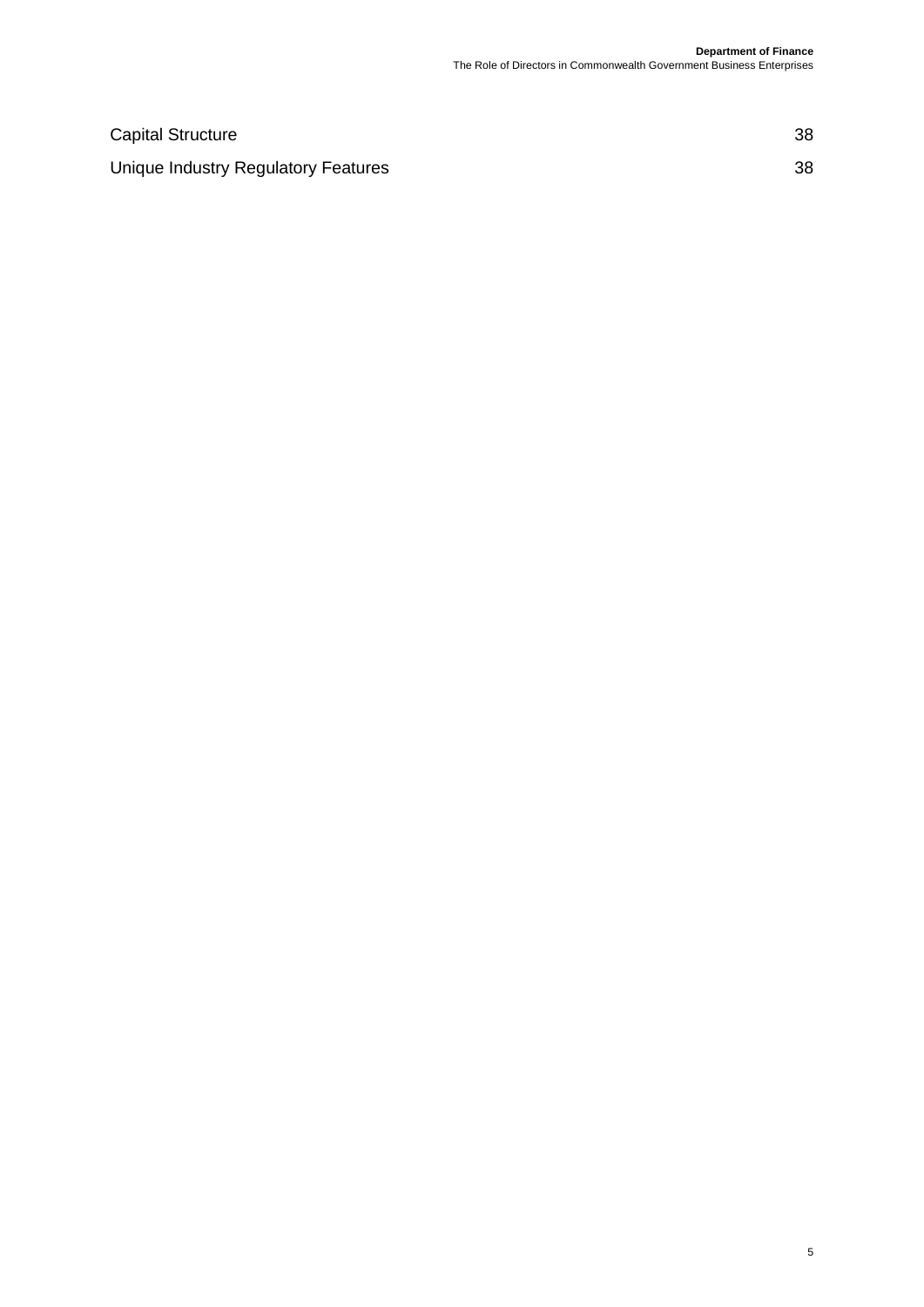| | |
|---|---|
| Capital Structure | 38 |
| Unique Industry Regulatory Features | 38 |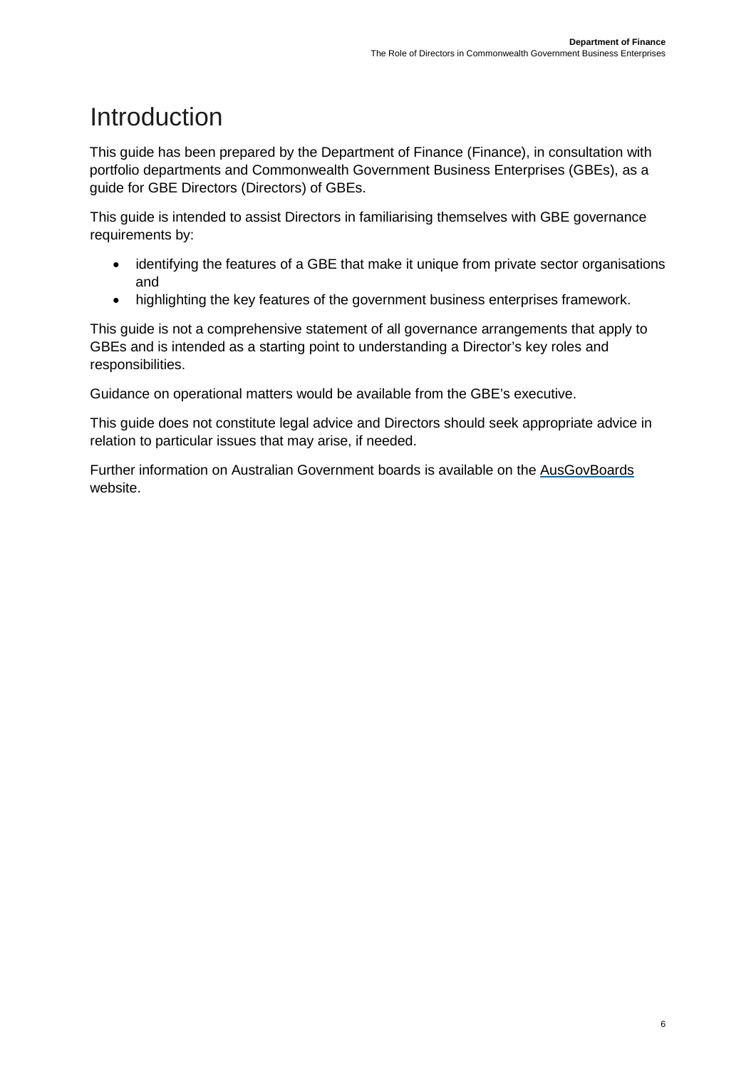# Introduction

This guide has been prepared by the Department of Finance (Finance), in consultation with portfolio departments and Commonwealth Government Business Enterprises (GBEs), as a guide for GBE Directors (Directors) of GBEs.

This guide is intended to assist Directors in familiarising themselves with GBE governance requirements by:

- identifying the features of a GBE that make it unique from private sector organisations and
- highlighting the key features of the government business enterprises framework.

This guide is not a comprehensive statement of all governance arrangements that apply to GBEs and is intended as a starting point to understanding a Director's key roles and responsibilities.

Guidance on operational matters would be available from the GBE's executive.

This guide does not constitute legal advice and Directors should seek appropriate advice in relation to particular issues that may arise, if needed.

Further information on Australian Government boards is available on the AusGovBoards website.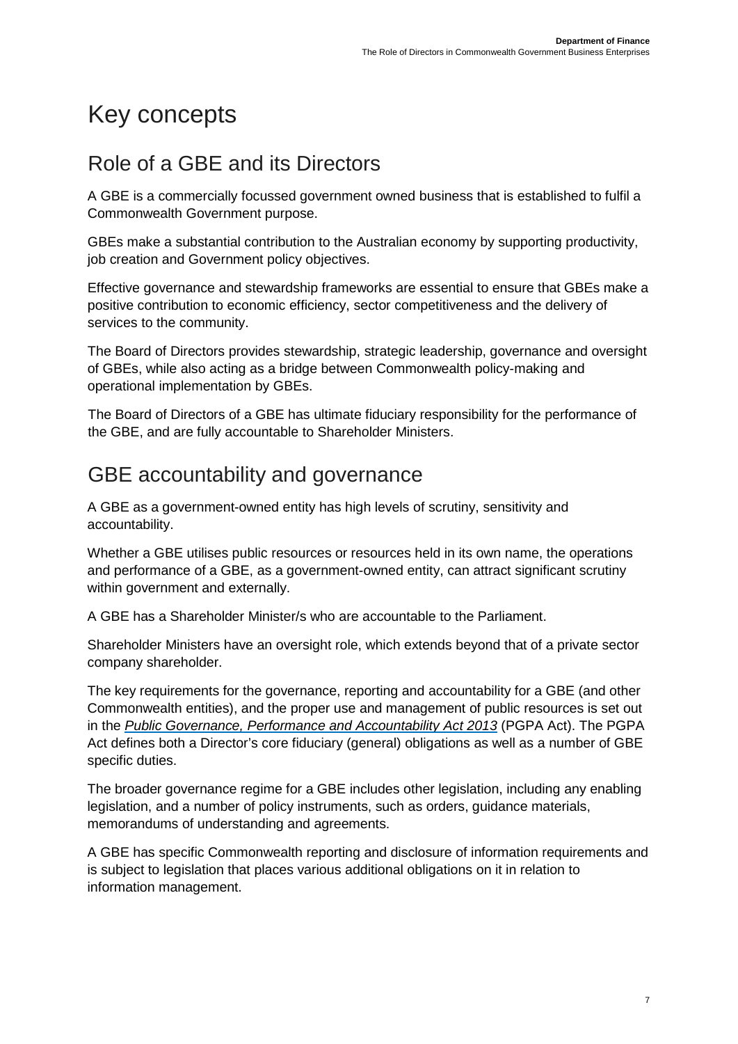# Key concepts

## Role of a GBE and its Directors

A GBE is a commercially focussed government owned business that is established to fulfil a Commonwealth Government purpose.

GBEs make a substantial contribution to the Australian economy by supporting productivity, job creation and Government policy objectives.

Effective governance and stewardship frameworks are essential to ensure that GBEs make a positive contribution to economic efficiency, sector competitiveness and the delivery of services to the community.

The Board of Directors provides stewardship, strategic leadership, governance and oversight of GBEs, while also acting as a bridge between Commonwealth policy-making and operational implementation by GBEs.

The Board of Directors of a GBE has ultimate fiduciary responsibility for the performance of the GBE, and are fully accountable to Shareholder Ministers.

## GBE accountability and governance

A GBE as a government-owned entity has high levels of scrutiny, sensitivity and accountability.

Whether a GBE utilises public resources or resources held in its own name, the operations and performance of a GBE, as a government-owned entity, can attract significant scrutiny within government and externally.

A GBE has a Shareholder Minister/s who are accountable to the Parliament.

Shareholder Ministers have an oversight role, which extends beyond that of a private sector company shareholder.

The key requirements for the governance, reporting and accountability for a GBE (and other Commonwealth entities), and the proper use and management of public resources is set out in the *Public Governance, Performance and Accountability Act 2013* (PGPA Act). The PGPA Act defines both a Director's core fiduciary (general) obligations as well as a number of GBE specific duties.

The broader governance regime for a GBE includes other legislation, including any enabling legislation, and a number of policy instruments, such as orders, guidance materials, memorandums of understanding and agreements.

A GBE has specific Commonwealth reporting and disclosure of information requirements and is subject to legislation that places various additional obligations on it in relation to information management.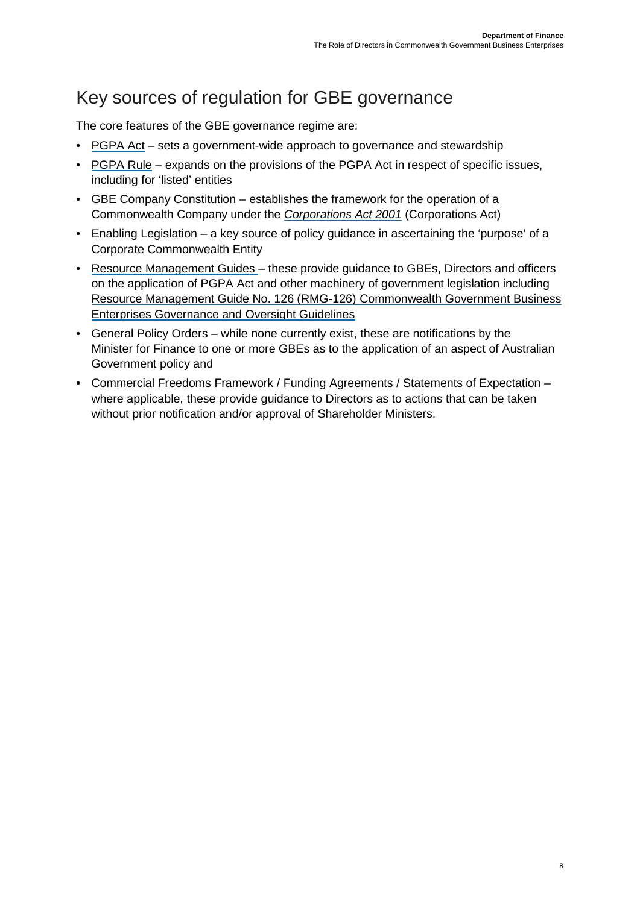# Key sources of regulation for GBE governance

The core features of the GBE governance regime are:

- PGPA Act – sets a government-wide approach to governance and stewardship
- PGPA Rule – expands on the provisions of the PGPA Act in respect of specific issues, including for 'listed' entities
- GBE Company Constitution – establishes the framework for the operation of a Commonwealth Company under the *Corporations Act 2001* (Corporations Act)
- Enabling Legislation – a key source of policy guidance in ascertaining the 'purpose' of a Corporate Commonwealth Entity
- Resource Management Guides – these provide guidance to GBEs, Directors and officers on the application of PGPA Act and other machinery of government legislation including Resource Management Guide No. 126 (RMG-126) Commonwealth Government Business Enterprises Governance and Oversight Guidelines
- General Policy Orders – while none currently exist, these are notifications by the Minister for Finance to one or more GBEs as to the application of an aspect of Australian Government policy and
- Commercial Freedoms Framework / Funding Agreements / Statements of Expectation – where applicable, these provide guidance to Directors as to actions that can be taken without prior notification and/or approval of Shareholder Ministers.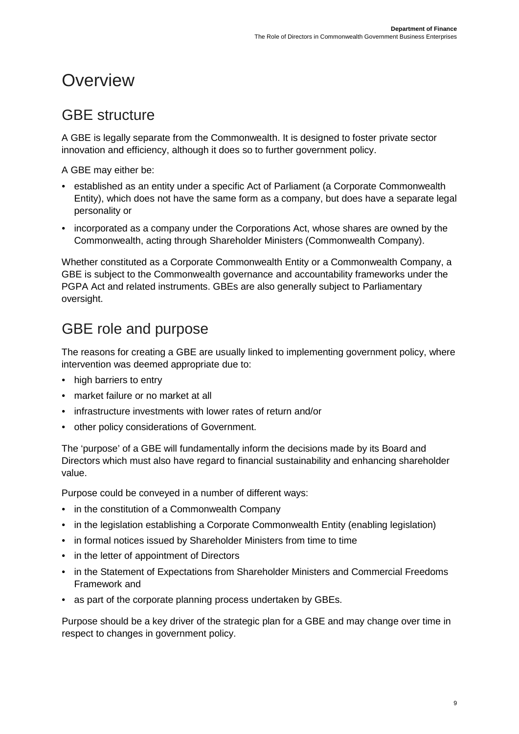# Overview

## GBE structure

A GBE is legally separate from the Commonwealth. It is designed to foster private sector innovation and efficiency, although it does so to further government policy.

A GBE may either be:

- established as an entity under a specific Act of Parliament (a Corporate Commonwealth Entity), which does not have the same form as a company, but does have a separate legal personality or
- incorporated as a company under the Corporations Act, whose shares are owned by the Commonwealth, acting through Shareholder Ministers (Commonwealth Company).

Whether constituted as a Corporate Commonwealth Entity or a Commonwealth Company, a GBE is subject to the Commonwealth governance and accountability frameworks under the PGPA Act and related instruments. GBEs are also generally subject to Parliamentary oversight.

## GBE role and purpose

The reasons for creating a GBE are usually linked to implementing government policy, where intervention was deemed appropriate due to:

- high barriers to entry
- market failure or no market at all
- infrastructure investments with lower rates of return and/or
- other policy considerations of Government.

The 'purpose' of a GBE will fundamentally inform the decisions made by its Board and Directors which must also have regard to financial sustainability and enhancing shareholder value.

Purpose could be conveyed in a number of different ways:

- in the constitution of a Commonwealth Company
- in the legislation establishing a Corporate Commonwealth Entity (enabling legislation)
- in formal notices issued by Shareholder Ministers from time to time
- in the letter of appointment of Directors
- in the Statement of Expectations from Shareholder Ministers and Commercial Freedoms Framework and
- as part of the corporate planning process undertaken by GBEs.

Purpose should be a key driver of the strategic plan for a GBE and may change over time in respect to changes in government policy.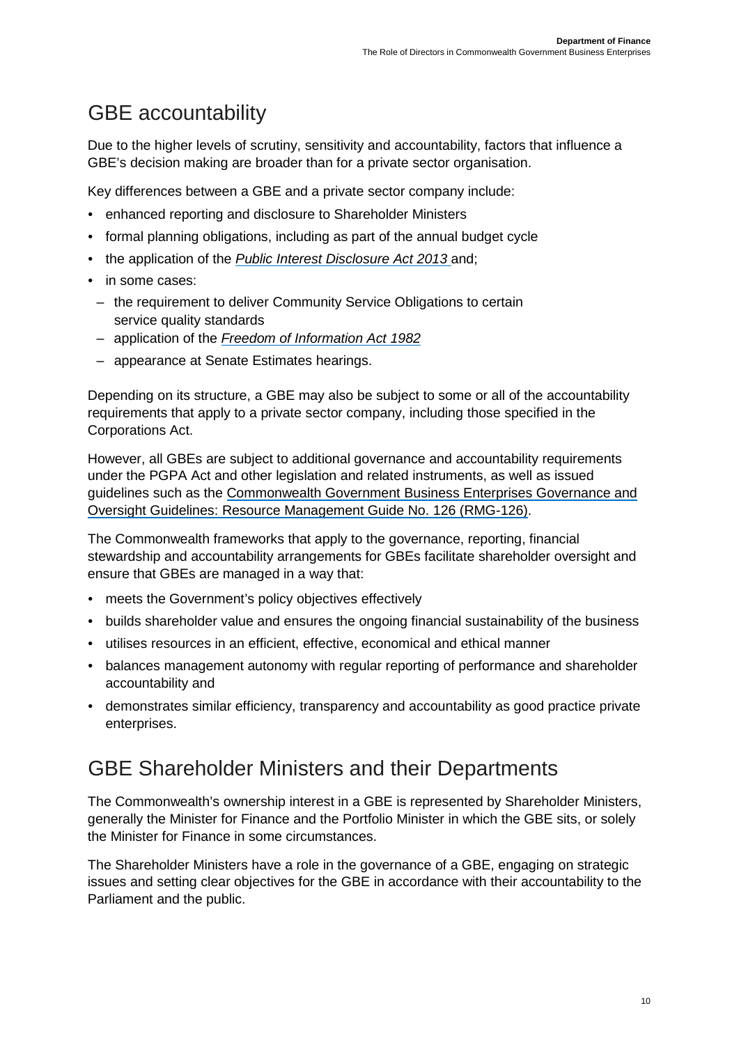## GBE accountability

Due to the higher levels of scrutiny, sensitivity and accountability, factors that influence a GBE's decision making are broader than for a private sector organisation.

Key differences between a GBE and a private sector company include:

- enhanced reporting and disclosure to Shareholder Ministers
- formal planning obligations, including as part of the annual budget cycle
- the application of the *Public Interest Disclosure Act 2013* and;
- in some cases:
  - the requirement to deliver Community Service Obligations to certain service quality standards
  - application of the *Freedom of Information Act 1982*
  - appearance at Senate Estimates hearings.

Depending on its structure, a GBE may also be subject to some or all of the accountability requirements that apply to a private sector company, including those specified in the Corporations Act.

However, all GBEs are subject to additional governance and accountability requirements under the PGPA Act and other legislation and related instruments, as well as issued guidelines such as the Commonwealth Government Business Enterprises Governance and Oversight Guidelines: Resource Management Guide No. 126 (RMG-126).

The Commonwealth frameworks that apply to the governance, reporting, financial stewardship and accountability arrangements for GBEs facilitate shareholder oversight and ensure that GBEs are managed in a way that:

- meets the Government's policy objectives effectively
- builds shareholder value and ensures the ongoing financial sustainability of the business
- utilises resources in an efficient, effective, economical and ethical manner
- balances management autonomy with regular reporting of performance and shareholder accountability and
- demonstrates similar efficiency, transparency and accountability as good practice private enterprises.

## GBE Shareholder Ministers and their Departments

The Commonwealth's ownership interest in a GBE is represented by Shareholder Ministers, generally the Minister for Finance and the Portfolio Minister in which the GBE sits, or solely the Minister for Finance in some circumstances.

The Shareholder Ministers have a role in the governance of a GBE, engaging on strategic issues and setting clear objectives for the GBE in accordance with their accountability to the Parliament and the public.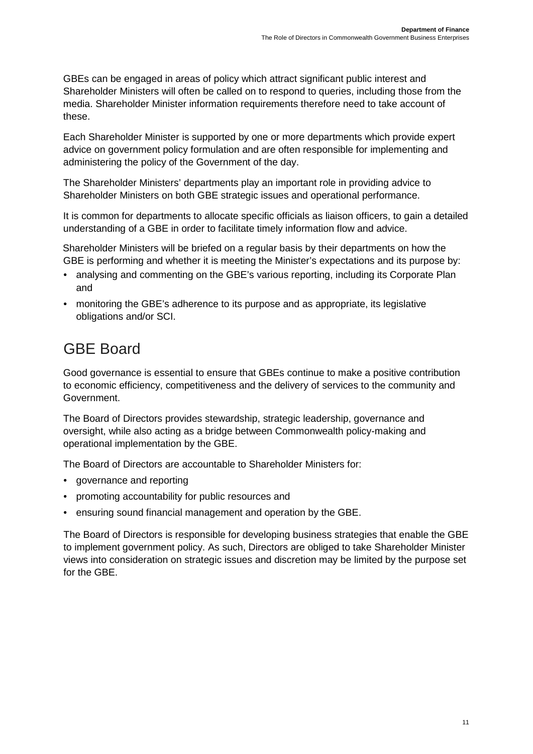GBEs can be engaged in areas of policy which attract significant public interest and Shareholder Ministers will often be called on to respond to queries, including those from the media. Shareholder Minister information requirements therefore need to take account of these.

Each Shareholder Minister is supported by one or more departments which provide expert advice on government policy formulation and are often responsible for implementing and administering the policy of the Government of the day.

The Shareholder Ministers' departments play an important role in providing advice to Shareholder Ministers on both GBE strategic issues and operational performance.

It is common for departments to allocate specific officials as liaison officers, to gain a detailed understanding of a GBE in order to facilitate timely information flow and advice.

Shareholder Ministers will be briefed on a regular basis by their departments on how the GBE is performing and whether it is meeting the Minister's expectations and its purpose by:

- analysing and commenting on the GBE's various reporting, including its Corporate Plan and
- monitoring the GBE's adherence to its purpose and as appropriate, its legislative obligations and/or SCI.

## GBE Board

Good governance is essential to ensure that GBEs continue to make a positive contribution to economic efficiency, competitiveness and the delivery of services to the community and Government.

The Board of Directors provides stewardship, strategic leadership, governance and oversight, while also acting as a bridge between Commonwealth policy-making and operational implementation by the GBE.

The Board of Directors are accountable to Shareholder Ministers for:

- governance and reporting
- promoting accountability for public resources and
- ensuring sound financial management and operation by the GBE.

The Board of Directors is responsible for developing business strategies that enable the GBE to implement government policy. As such, Directors are obliged to take Shareholder Minister views into consideration on strategic issues and discretion may be limited by the purpose set for the GBE.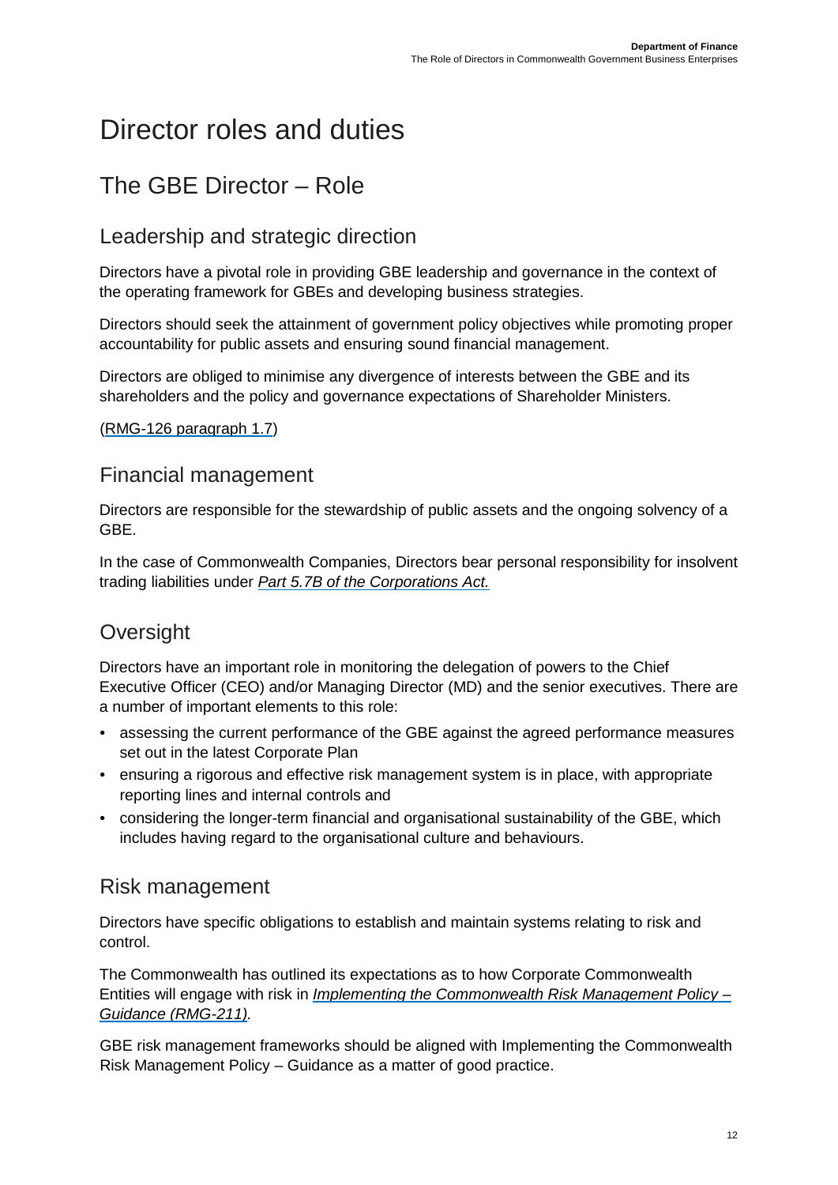# Director roles and duties

## The GBE Director – Role

### Leadership and strategic direction

Directors have a pivotal role in providing GBE leadership and governance in the context of the operating framework for GBEs and developing business strategies.

Directors should seek the attainment of government policy objectives while promoting proper accountability for public assets and ensuring sound financial management.

Directors are obliged to minimise any divergence of interests between the GBE and its shareholders and the policy and governance expectations of Shareholder Ministers.

(RMG-126 paragraph 1.7)

### Financial management

Directors are responsible for the stewardship of public assets and the ongoing solvency of a GBE.

In the case of Commonwealth Companies, Directors bear personal responsibility for insolvent trading liabilities under *Part 5.7B of the Corporations Act.*

### Oversight

Directors have an important role in monitoring the delegation of powers to the Chief Executive Officer (CEO) and/or Managing Director (MD) and the senior executives. There are a number of important elements to this role:

- assessing the current performance of the GBE against the agreed performance measures set out in the latest Corporate Plan
- ensuring a rigorous and effective risk management system is in place, with appropriate reporting lines and internal controls and
- considering the longer-term financial and organisational sustainability of the GBE, which includes having regard to the organisational culture and behaviours.

### Risk management

Directors have specific obligations to establish and maintain systems relating to risk and control.

The Commonwealth has outlined its expectations as to how Corporate Commonwealth Entities will engage with risk in *Implementing the Commonwealth Risk Management Policy – Guidance (RMG-211).*

GBE risk management frameworks should be aligned with Implementing the Commonwealth Risk Management Policy – Guidance as a matter of good practice.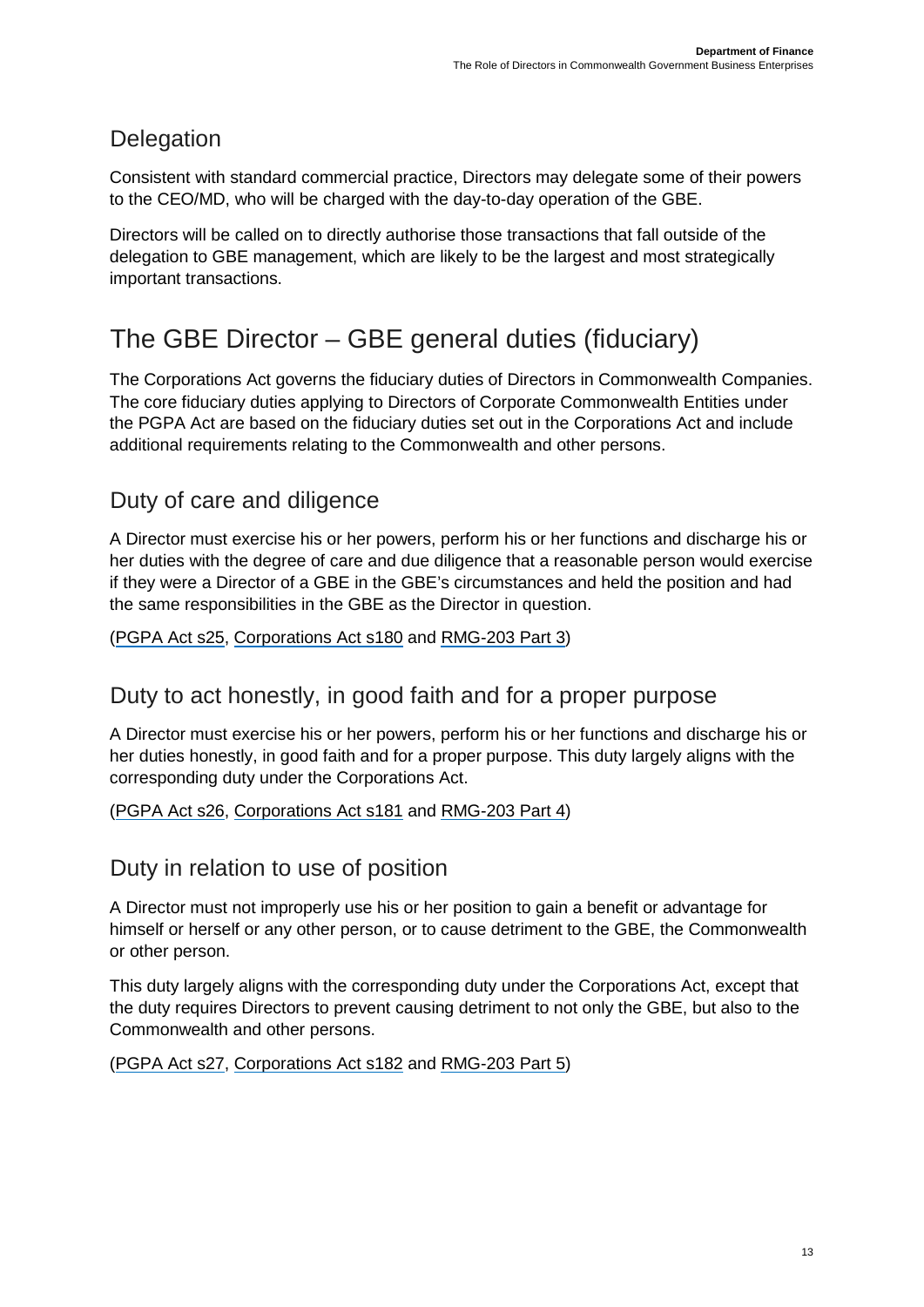## Delegation

Consistent with standard commercial practice, Directors may delegate some of their powers to the CEO/MD, who will be charged with the day-to-day operation of the GBE.

Directors will be called on to directly authorise those transactions that fall outside of the delegation to GBE management, which are likely to be the largest and most strategically important transactions.

# The GBE Director – GBE general duties (fiduciary)

The Corporations Act governs the fiduciary duties of Directors in Commonwealth Companies. The core fiduciary duties applying to Directors of Corporate Commonwealth Entities under the PGPA Act are based on the fiduciary duties set out in the Corporations Act and include additional requirements relating to the Commonwealth and other persons.

## Duty of care and diligence

A Director must exercise his or her powers, perform his or her functions and discharge his or her duties with the degree of care and due diligence that a reasonable person would exercise if they were a Director of a GBE in the GBE's circumstances and held the position and had the same responsibilities in the GBE as the Director in question.

(PGPA Act s25, Corporations Act s180 and RMG-203 Part 3)

## Duty to act honestly, in good faith and for a proper purpose

A Director must exercise his or her powers, perform his or her functions and discharge his or her duties honestly, in good faith and for a proper purpose. This duty largely aligns with the corresponding duty under the Corporations Act.

(PGPA Act s26, Corporations Act s181 and RMG-203 Part 4)

## Duty in relation to use of position

A Director must not improperly use his or her position to gain a benefit or advantage for himself or herself or any other person, or to cause detriment to the GBE, the Commonwealth or other person.

This duty largely aligns with the corresponding duty under the Corporations Act, except that the duty requires Directors to prevent causing detriment to not only the GBE, but also to the Commonwealth and other persons.

(PGPA Act s27, Corporations Act s182 and RMG-203 Part 5)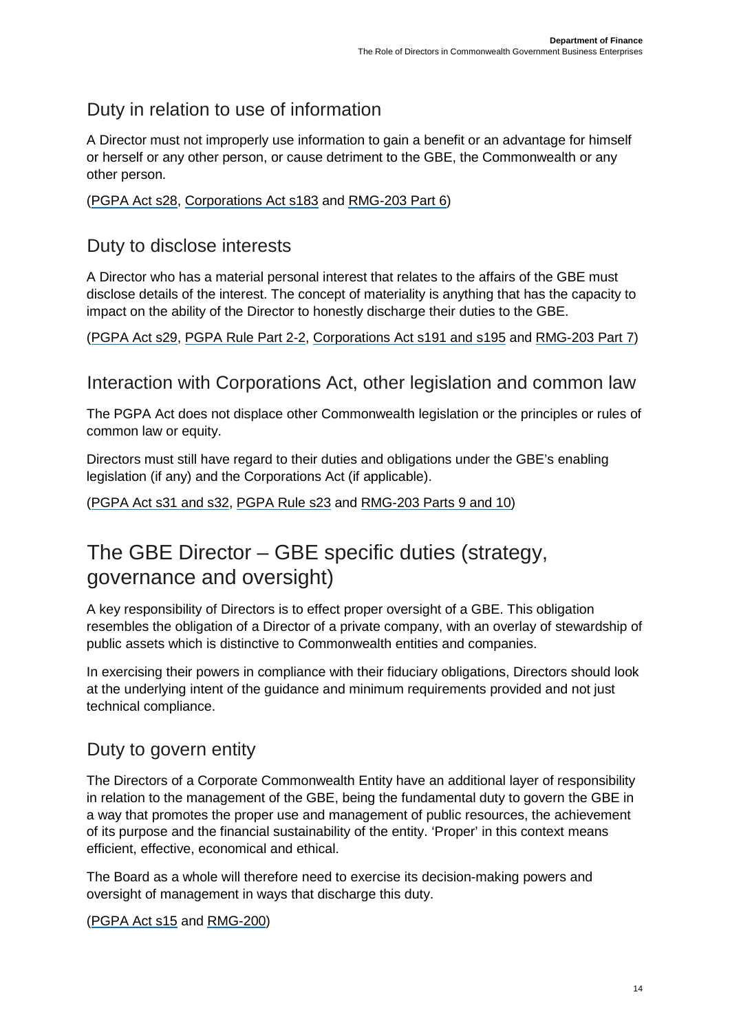## Duty in relation to use of information

A Director must not improperly use information to gain a benefit or an advantage for himself or herself or any other person, or cause detriment to the GBE, the Commonwealth or any other person.

(PGPA Act s28, Corporations Act s183 and RMG-203 Part 6)

## Duty to disclose interests

A Director who has a material personal interest that relates to the affairs of the GBE must disclose details of the interest. The concept of materiality is anything that has the capacity to impact on the ability of the Director to honestly discharge their duties to the GBE.

(PGPA Act s29, PGPA Rule Part 2-2, Corporations Act s191 and s195 and RMG-203 Part 7)

## Interaction with Corporations Act, other legislation and common law

The PGPA Act does not displace other Commonwealth legislation or the principles or rules of common law or equity.

Directors must still have regard to their duties and obligations under the GBE's enabling legislation (if any) and the Corporations Act (if applicable).

(PGPA Act s31 and s32, PGPA Rule s23 and RMG-203 Parts 9 and 10)

# The GBE Director – GBE specific duties (strategy, governance and oversight)

A key responsibility of Directors is to effect proper oversight of a GBE. This obligation resembles the obligation of a Director of a private company, with an overlay of stewardship of public assets which is distinctive to Commonwealth entities and companies.

In exercising their powers in compliance with their fiduciary obligations, Directors should look at the underlying intent of the guidance and minimum requirements provided and not just technical compliance.

## Duty to govern entity

The Directors of a Corporate Commonwealth Entity have an additional layer of responsibility in relation to the management of the GBE, being the fundamental duty to govern the GBE in a way that promotes the proper use and management of public resources, the achievement of its purpose and the financial sustainability of the entity. 'Proper' in this context means efficient, effective, economical and ethical.

The Board as a whole will therefore need to exercise its decision-making powers and oversight of management in ways that discharge this duty.

(PGPA Act s15 and RMG-200)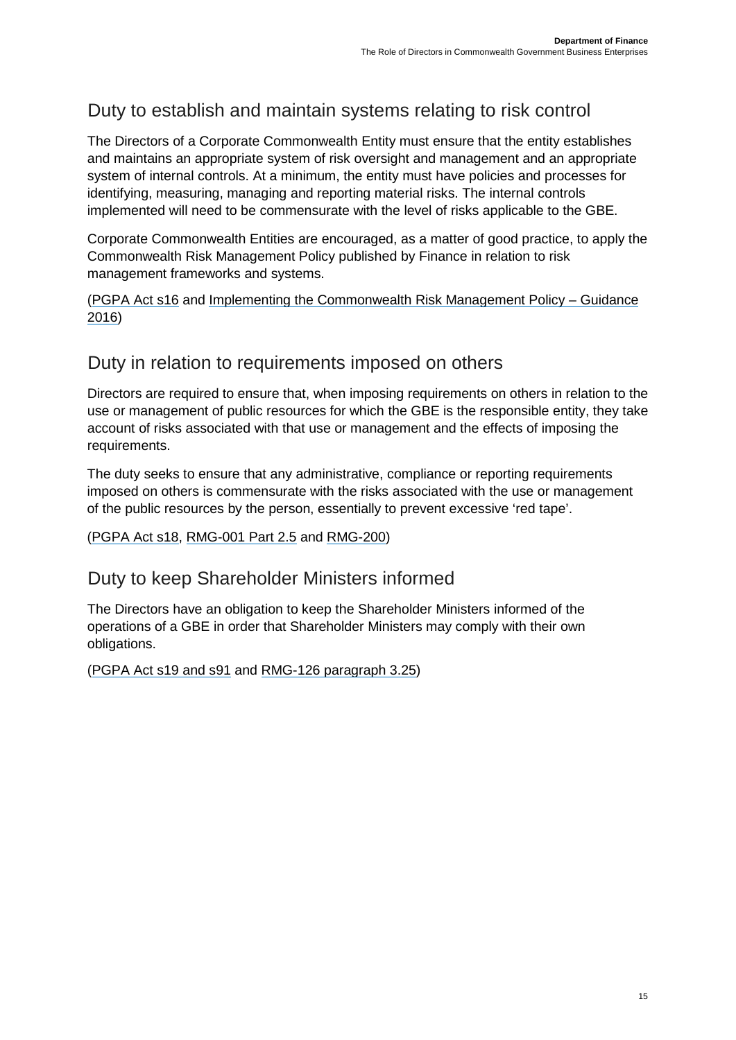## Duty to establish and maintain systems relating to risk control

The Directors of a Corporate Commonwealth Entity must ensure that the entity establishes and maintains an appropriate system of risk oversight and management and an appropriate system of internal controls. At a minimum, the entity must have policies and processes for identifying, measuring, managing and reporting material risks. The internal controls implemented will need to be commensurate with the level of risks applicable to the GBE.

Corporate Commonwealth Entities are encouraged, as a matter of good practice, to apply the Commonwealth Risk Management Policy published by Finance in relation to risk management frameworks and systems.

(PGPA Act s16 and Implementing the Commonwealth Risk Management Policy – Guidance 2016)

## Duty in relation to requirements imposed on others

Directors are required to ensure that, when imposing requirements on others in relation to the use or management of public resources for which the GBE is the responsible entity, they take account of risks associated with that use or management and the effects of imposing the requirements.

The duty seeks to ensure that any administrative, compliance or reporting requirements imposed on others is commensurate with the risks associated with the use or management of the public resources by the person, essentially to prevent excessive 'red tape'.

(PGPA Act s18, RMG-001 Part 2.5 and RMG-200)

## Duty to keep Shareholder Ministers informed

The Directors have an obligation to keep the Shareholder Ministers informed of the operations of a GBE in order that Shareholder Ministers may comply with their own obligations.

(PGPA Act s19 and s91 and RMG-126 paragraph 3.25)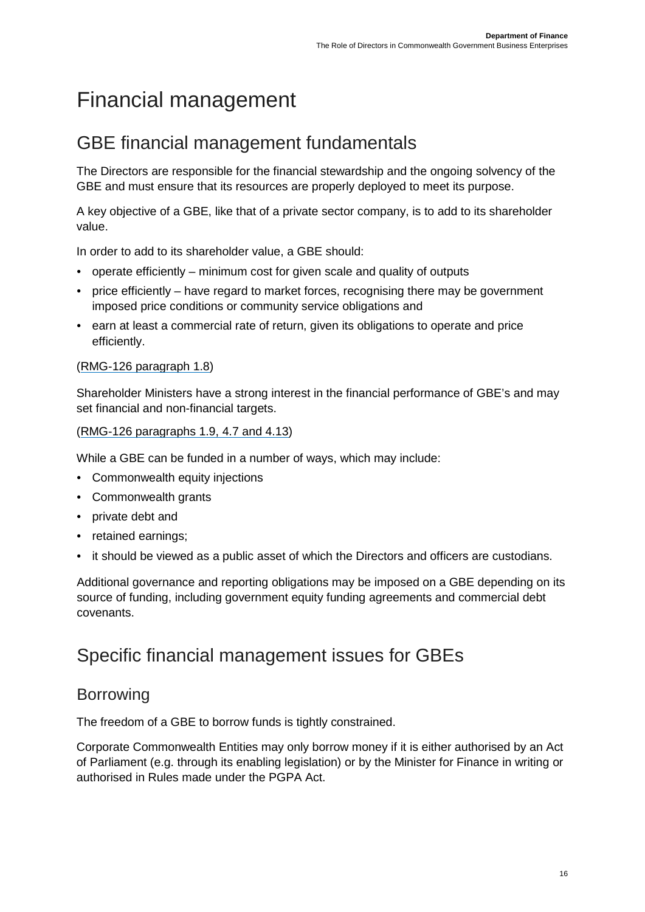# Financial management

## GBE financial management fundamentals

The Directors are responsible for the financial stewardship and the ongoing solvency of the GBE and must ensure that its resources are properly deployed to meet its purpose.

A key objective of a GBE, like that of a private sector company, is to add to its shareholder value.

In order to add to its shareholder value, a GBE should:

- operate efficiently – minimum cost for given scale and quality of outputs
- price efficiently – have regard to market forces, recognising there may be government imposed price conditions or community service obligations and
- earn at least a commercial rate of return, given its obligations to operate and price efficiently.

(RMG-126 paragraph 1.8)

Shareholder Ministers have a strong interest in the financial performance of GBE's and may set financial and non-financial targets.

(RMG-126 paragraphs 1.9, 4.7 and 4.13)

While a GBE can be funded in a number of ways, which may include:

- Commonwealth equity injections
- Commonwealth grants
- private debt and
- retained earnings;
- it should be viewed as a public asset of which the Directors and officers are custodians.

Additional governance and reporting obligations may be imposed on a GBE depending on its source of funding, including government equity funding agreements and commercial debt covenants.

## Specific financial management issues for GBEs

### Borrowing

The freedom of a GBE to borrow funds is tightly constrained.

Corporate Commonwealth Entities may only borrow money if it is either authorised by an Act of Parliament (e.g. through its enabling legislation) or by the Minister for Finance in writing or authorised in Rules made under the PGPA Act.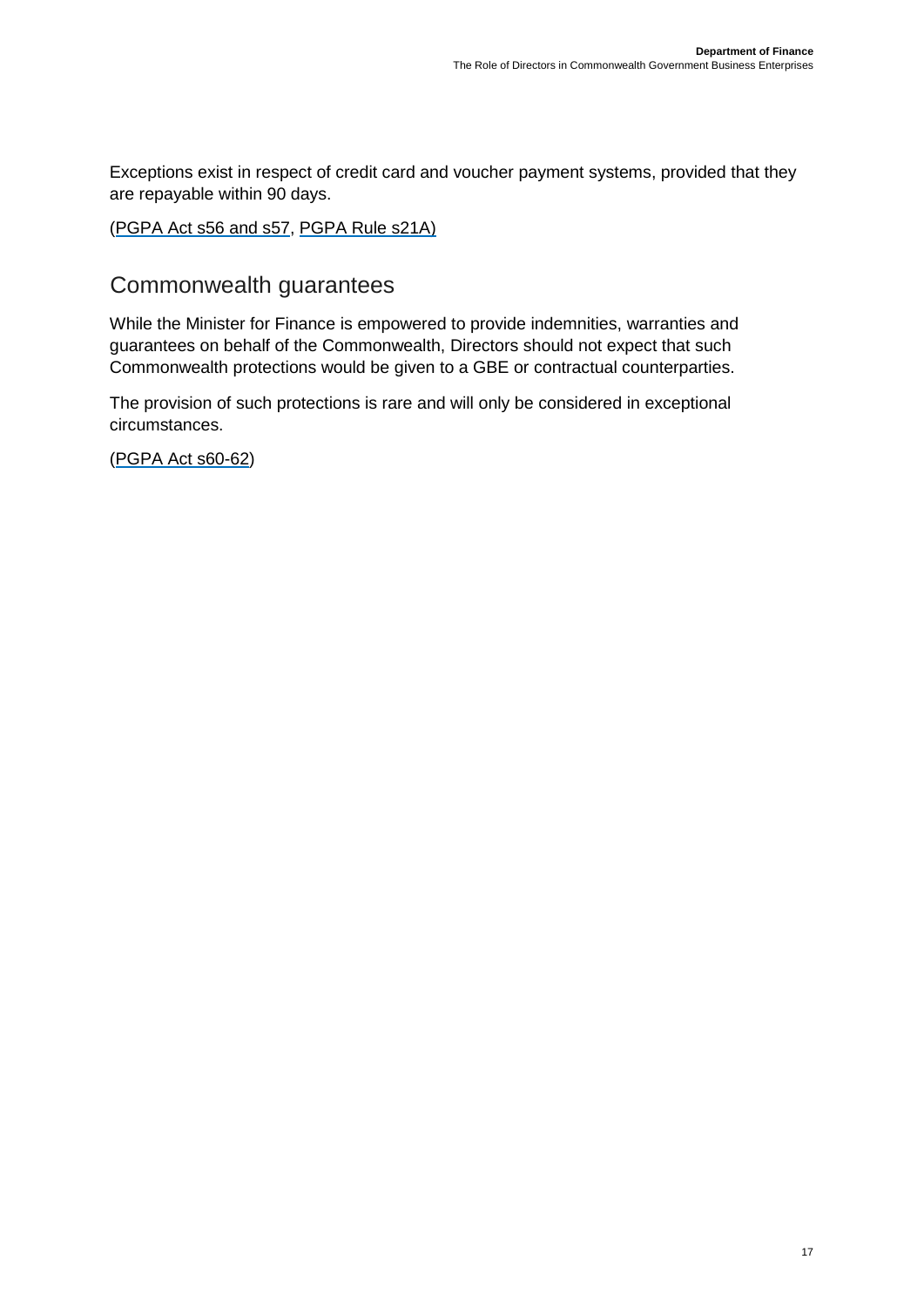Exceptions exist in respect of credit card and voucher payment systems, provided that they are repayable within 90 days.

(PGPA Act s56 and s57, PGPA Rule s21A)

## Commonwealth guarantees

While the Minister for Finance is empowered to provide indemnities, warranties and guarantees on behalf of the Commonwealth, Directors should not expect that such Commonwealth protections would be given to a GBE or contractual counterparties.

The provision of such protections is rare and will only be considered in exceptional circumstances.

(PGPA Act s60-62)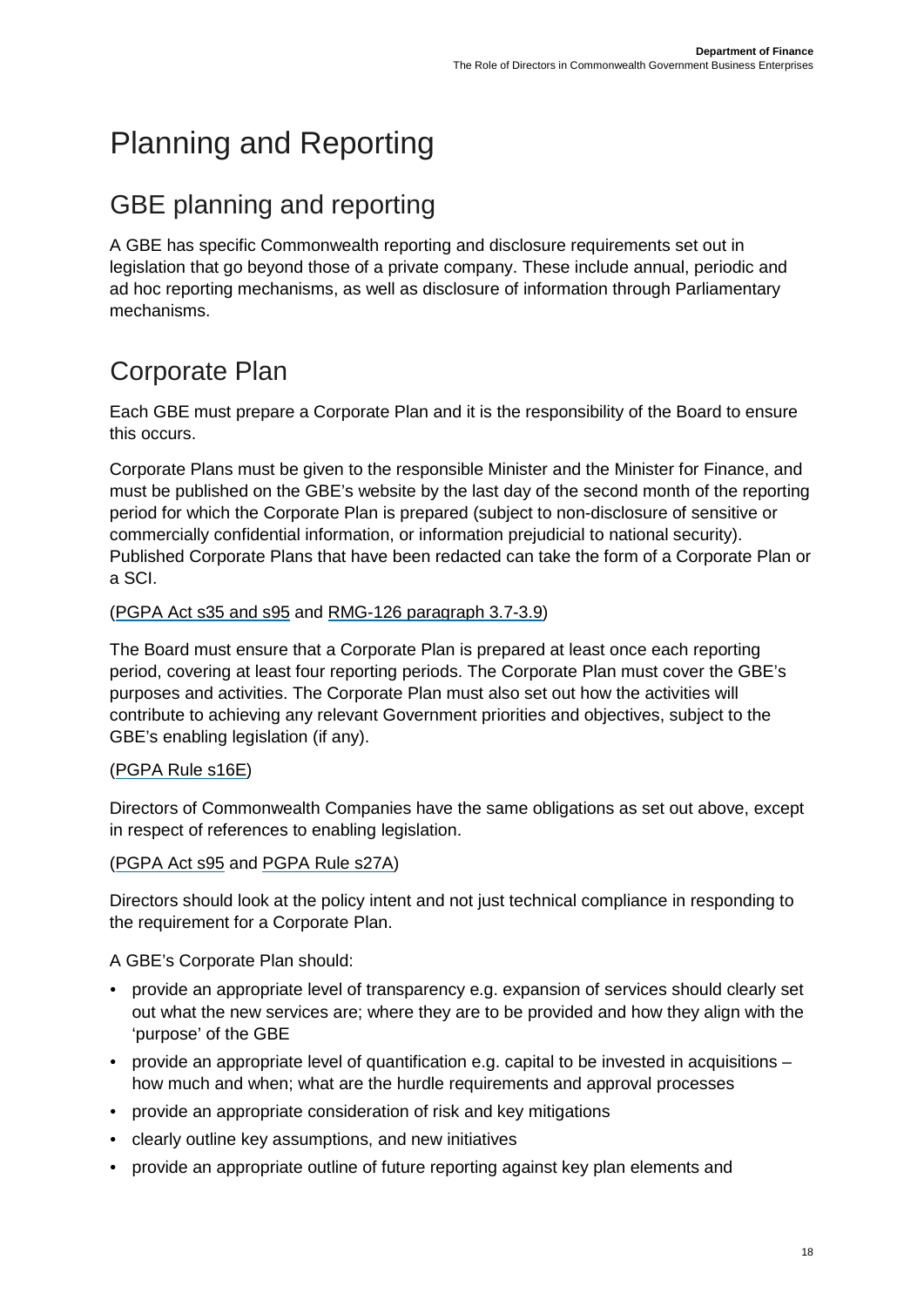# Planning and Reporting

## GBE planning and reporting

A GBE has specific Commonwealth reporting and disclosure requirements set out in legislation that go beyond those of a private company. These include annual, periodic and ad hoc reporting mechanisms, as well as disclosure of information through Parliamentary mechanisms.

## Corporate Plan

Each GBE must prepare a Corporate Plan and it is the responsibility of the Board to ensure this occurs.

Corporate Plans must be given to the responsible Minister and the Minister for Finance, and must be published on the GBE's website by the last day of the second month of the reporting period for which the Corporate Plan is prepared (subject to non-disclosure of sensitive or commercially confidential information, or information prejudicial to national security). Published Corporate Plans that have been redacted can take the form of a Corporate Plan or a SCI.

(PGPA Act s35 and s95 and RMG-126 paragraph 3.7-3.9)

The Board must ensure that a Corporate Plan is prepared at least once each reporting period, covering at least four reporting periods. The Corporate Plan must cover the GBE's purposes and activities. The Corporate Plan must also set out how the activities will contribute to achieving any relevant Government priorities and objectives, subject to the GBE's enabling legislation (if any).

(PGPA Rule s16E)

Directors of Commonwealth Companies have the same obligations as set out above, except in respect of references to enabling legislation.

(PGPA Act s95 and PGPA Rule s27A)

Directors should look at the policy intent and not just technical compliance in responding to the requirement for a Corporate Plan.

A GBE's Corporate Plan should:

- provide an appropriate level of transparency e.g. expansion of services should clearly set out what the new services are; where they are to be provided and how they align with the 'purpose' of the GBE
- provide an appropriate level of quantification e.g. capital to be invested in acquisitions – how much and when; what are the hurdle requirements and approval processes
- provide an appropriate consideration of risk and key mitigations
- clearly outline key assumptions, and new initiatives
- provide an appropriate outline of future reporting against key plan elements and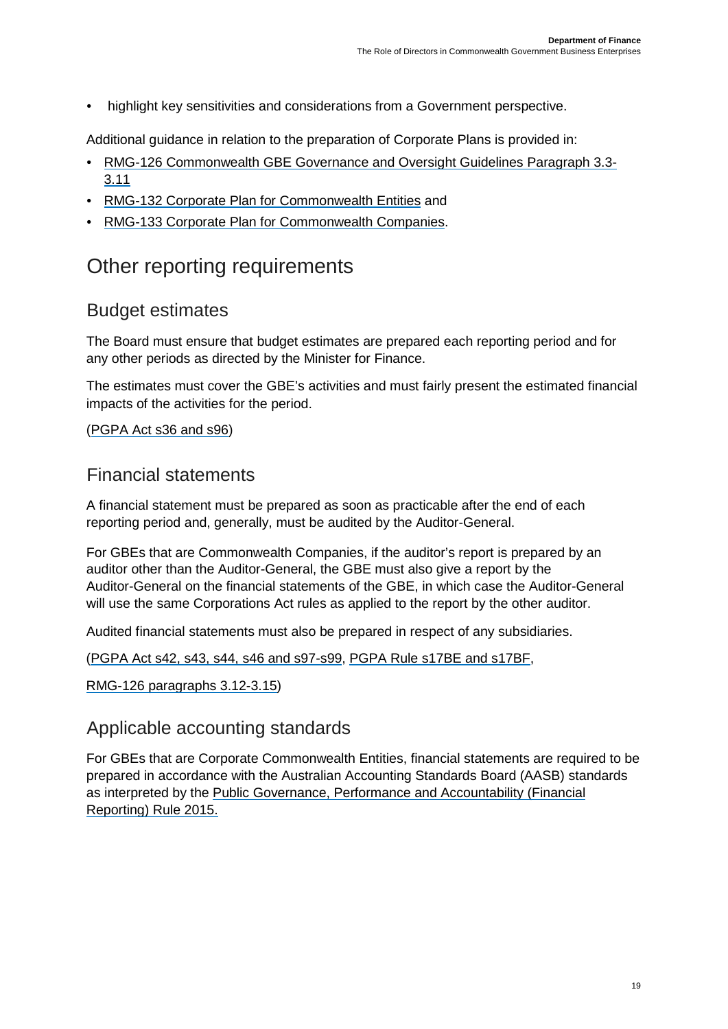- highlight key sensitivities and considerations from a Government perspective.

Additional guidance in relation to the preparation of Corporate Plans is provided in:

- RMG-126 Commonwealth GBE Governance and Oversight Guidelines Paragraph 3.3-3.11
- RMG-132 Corporate Plan for Commonwealth Entities and
- RMG-133 Corporate Plan for Commonwealth Companies.

# Other reporting requirements

## Budget estimates

The Board must ensure that budget estimates are prepared each reporting period and for any other periods as directed by the Minister for Finance.

The estimates must cover the GBE's activities and must fairly present the estimated financial impacts of the activities for the period.

(PGPA Act s36 and s96)

## Financial statements

A financial statement must be prepared as soon as practicable after the end of each reporting period and, generally, must be audited by the Auditor-General.

For GBEs that are Commonwealth Companies, if the auditor's report is prepared by an auditor other than the Auditor-General, the GBE must also give a report by the Auditor-General on the financial statements of the GBE, in which case the Auditor-General will use the same Corporations Act rules as applied to the report by the other auditor.

Audited financial statements must also be prepared in respect of any subsidiaries.

(PGPA Act s42, s43, s44, s46 and s97-s99, PGPA Rule s17BE and s17BF,

RMG-126 paragraphs 3.12-3.15)

## Applicable accounting standards

For GBEs that are Corporate Commonwealth Entities, financial statements are required to be prepared in accordance with the Australian Accounting Standards Board (AASB) standards as interpreted by the Public Governance, Performance and Accountability (Financial Reporting) Rule 2015.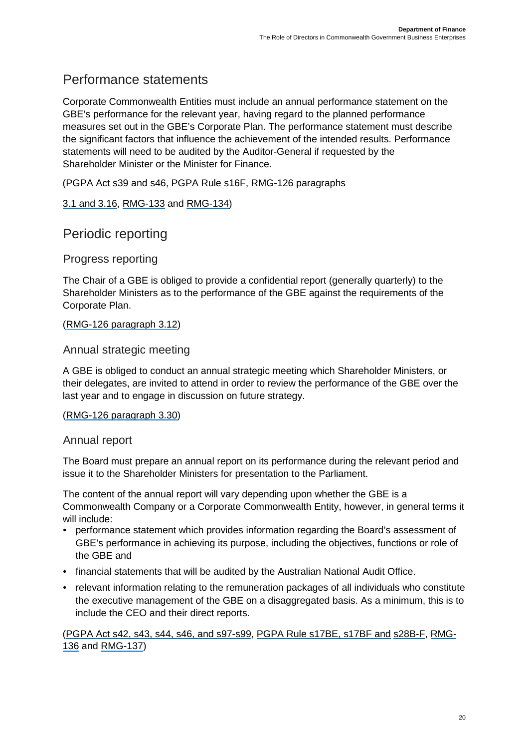## Performance statements

Corporate Commonwealth Entities must include an annual performance statement on the GBE's performance for the relevant year, having regard to the planned performance measures set out in the GBE's Corporate Plan. The performance statement must describe the significant factors that influence the achievement of the intended results. Performance statements will need to be audited by the Auditor-General if requested by the Shareholder Minister or the Minister for Finance.

(PGPA Act s39 and s46, PGPA Rule s16F, RMG-126 paragraphs 3.1 and 3.16, RMG-133 and RMG-134)

## Periodic reporting

### Progress reporting

The Chair of a GBE is obliged to provide a confidential report (generally quarterly) to the Shareholder Ministers as to the performance of the GBE against the requirements of the Corporate Plan.

(RMG-126 paragraph 3.12)

### Annual strategic meeting

A GBE is obliged to conduct an annual strategic meeting which Shareholder Ministers, or their delegates, are invited to attend in order to review the performance of the GBE over the last year and to engage in discussion on future strategy.

(RMG-126 paragraph 3.30)

### Annual report

The Board must prepare an annual report on its performance during the relevant period and issue it to the Shareholder Ministers for presentation to the Parliament.

The content of the annual report will vary depending upon whether the GBE is a Commonwealth Company or a Corporate Commonwealth Entity, however, in general terms it will include:

- performance statement which provides information regarding the Board's assessment of GBE's performance in achieving its purpose, including the objectives, functions or role of the GBE and
- financial statements that will be audited by the Australian National Audit Office.
- relevant information relating to the remuneration packages of all individuals who constitute the executive management of the GBE on a disaggregated basis. As a minimum, this is to include the CEO and their direct reports.

(PGPA Act s42, s43, s44, s46, and s97-s99, PGPA Rule s17BE, s17BF and s28B-F, RMG-136 and RMG-137)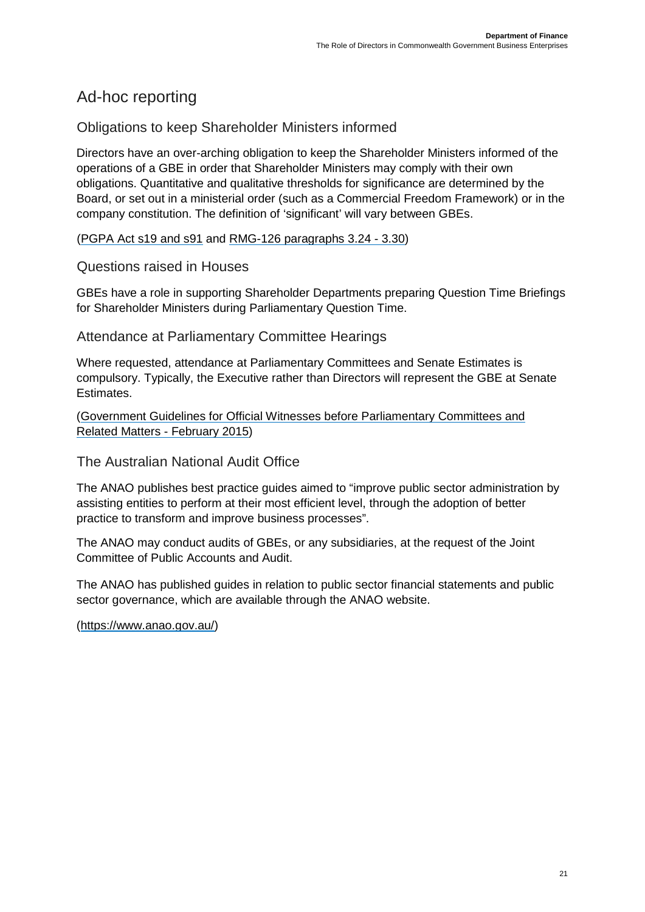## Ad-hoc reporting

### Obligations to keep Shareholder Ministers informed

Directors have an over-arching obligation to keep the Shareholder Ministers informed of the operations of a GBE in order that Shareholder Ministers may comply with their own obligations. Quantitative and qualitative thresholds for significance are determined by the Board, or set out in a ministerial order (such as a Commercial Freedom Framework) or in the company constitution. The definition of 'significant' will vary between GBEs.

(PGPA Act s19 and s91 and RMG-126 paragraphs 3.24 - 3.30)

### Questions raised in Houses

GBEs have a role in supporting Shareholder Departments preparing Question Time Briefings for Shareholder Ministers during Parliamentary Question Time.

### Attendance at Parliamentary Committee Hearings

Where requested, attendance at Parliamentary Committees and Senate Estimates is compulsory. Typically, the Executive rather than Directors will represent the GBE at Senate Estimates.

(Government Guidelines for Official Witnesses before Parliamentary Committees and Related Matters - February 2015)

### The Australian National Audit Office

The ANAO publishes best practice guides aimed to "improve public sector administration by assisting entities to perform at their most efficient level, through the adoption of better practice to transform and improve business processes".

The ANAO may conduct audits of GBEs, or any subsidiaries, at the request of the Joint Committee of Public Accounts and Audit.

The ANAO has published guides in relation to public sector financial statements and public sector governance, which are available through the ANAO website.

(https://www.anao.gov.au/)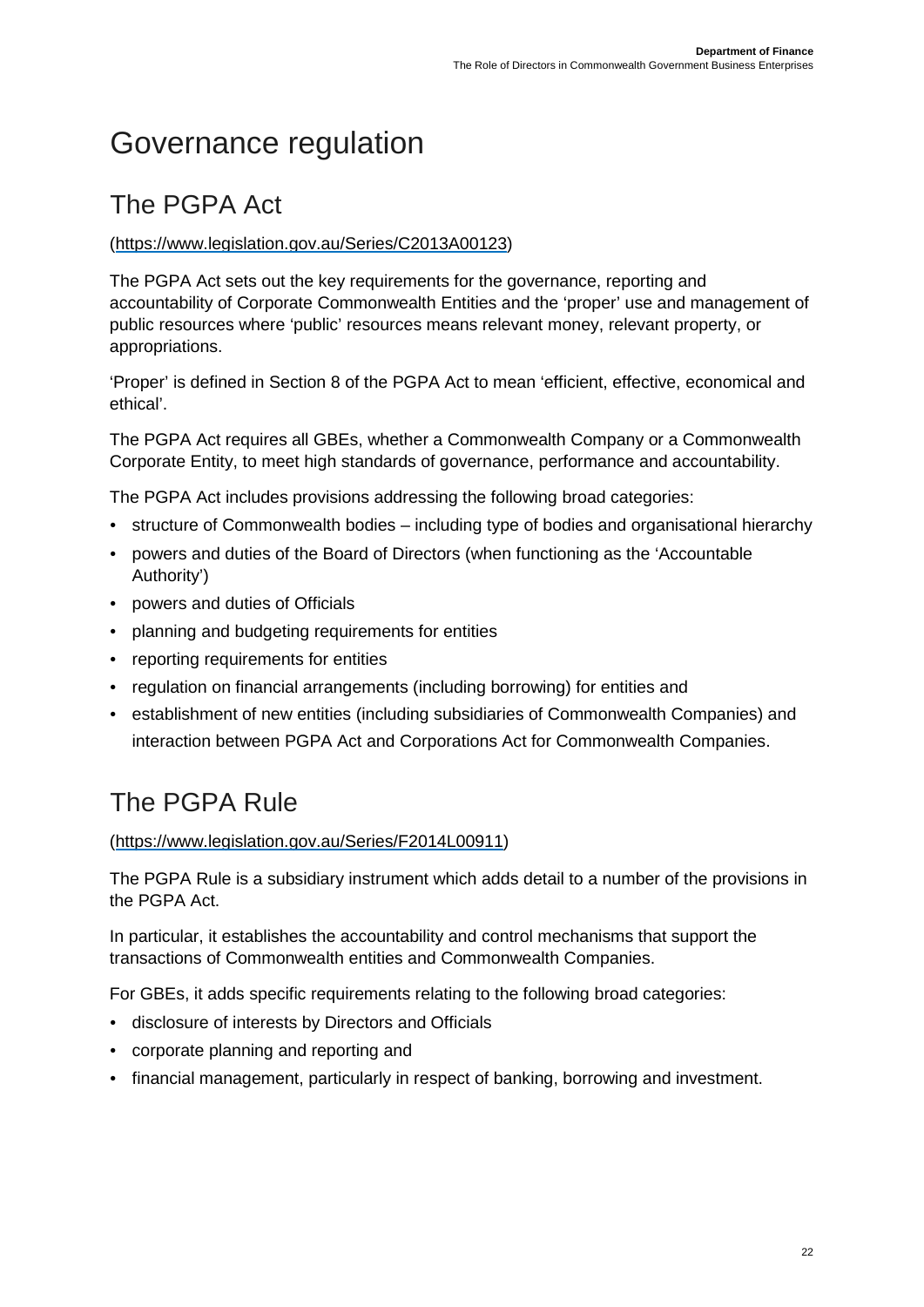# Governance regulation

## The PGPA Act

(https://www.legislation.gov.au/Series/C2013A00123)

The PGPA Act sets out the key requirements for the governance, reporting and accountability of Corporate Commonwealth Entities and the 'proper' use and management of public resources where 'public' resources means relevant money, relevant property, or appropriations.

'Proper' is defined in Section 8 of the PGPA Act to mean 'efficient, effective, economical and ethical'.

The PGPA Act requires all GBEs, whether a Commonwealth Company or a Commonwealth Corporate Entity, to meet high standards of governance, performance and accountability.

The PGPA Act includes provisions addressing the following broad categories:

- structure of Commonwealth bodies – including type of bodies and organisational hierarchy
- powers and duties of the Board of Directors (when functioning as the 'Accountable Authority')
- powers and duties of Officials
- planning and budgeting requirements for entities
- reporting requirements for entities
- regulation on financial arrangements (including borrowing) for entities and
- establishment of new entities (including subsidiaries of Commonwealth Companies) and interaction between PGPA Act and Corporations Act for Commonwealth Companies.

## The PGPA Rule

(https://www.legislation.gov.au/Series/F2014L00911)

The PGPA Rule is a subsidiary instrument which adds detail to a number of the provisions in the PGPA Act.

In particular, it establishes the accountability and control mechanisms that support the transactions of Commonwealth entities and Commonwealth Companies.

For GBEs, it adds specific requirements relating to the following broad categories:

- disclosure of interests by Directors and Officials
- corporate planning and reporting and
- financial management, particularly in respect of banking, borrowing and investment.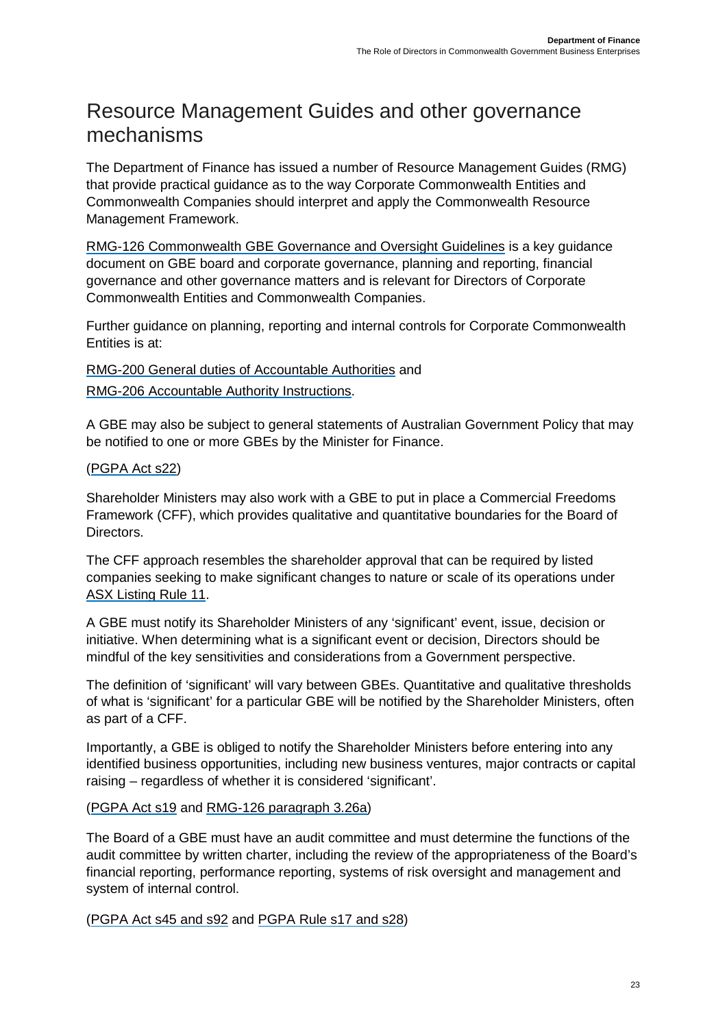# Resource Management Guides and other governance mechanisms

The Department of Finance has issued a number of Resource Management Guides (RMG) that provide practical guidance as to the way Corporate Commonwealth Entities and Commonwealth Companies should interpret and apply the Commonwealth Resource Management Framework.

RMG-126 Commonwealth GBE Governance and Oversight Guidelines is a key guidance document on GBE board and corporate governance, planning and reporting, financial governance and other governance matters and is relevant for Directors of Corporate Commonwealth Entities and Commonwealth Companies.

Further guidance on planning, reporting and internal controls for Corporate Commonwealth Entities is at:

RMG-200 General duties of Accountable Authorities and

RMG-206 Accountable Authority Instructions.

A GBE may also be subject to general statements of Australian Government Policy that may be notified to one or more GBEs by the Minister for Finance.

(PGPA Act s22)

Shareholder Ministers may also work with a GBE to put in place a Commercial Freedoms Framework (CFF), which provides qualitative and quantitative boundaries for the Board of Directors.

The CFF approach resembles the shareholder approval that can be required by listed companies seeking to make significant changes to nature or scale of its operations under ASX Listing Rule 11.

A GBE must notify its Shareholder Ministers of any 'significant' event, issue, decision or initiative. When determining what is a significant event or decision, Directors should be mindful of the key sensitivities and considerations from a Government perspective.

The definition of 'significant' will vary between GBEs. Quantitative and qualitative thresholds of what is 'significant' for a particular GBE will be notified by the Shareholder Ministers, often as part of a CFF.

Importantly, a GBE is obliged to notify the Shareholder Ministers before entering into any identified business opportunities, including new business ventures, major contracts or capital raising – regardless of whether it is considered 'significant'.

(PGPA Act s19 and RMG-126 paragraph 3.26a)

The Board of a GBE must have an audit committee and must determine the functions of the audit committee by written charter, including the review of the appropriateness of the Board's financial reporting, performance reporting, systems of risk oversight and management and system of internal control.

(PGPA Act s45 and s92 and PGPA Rule s17 and s28)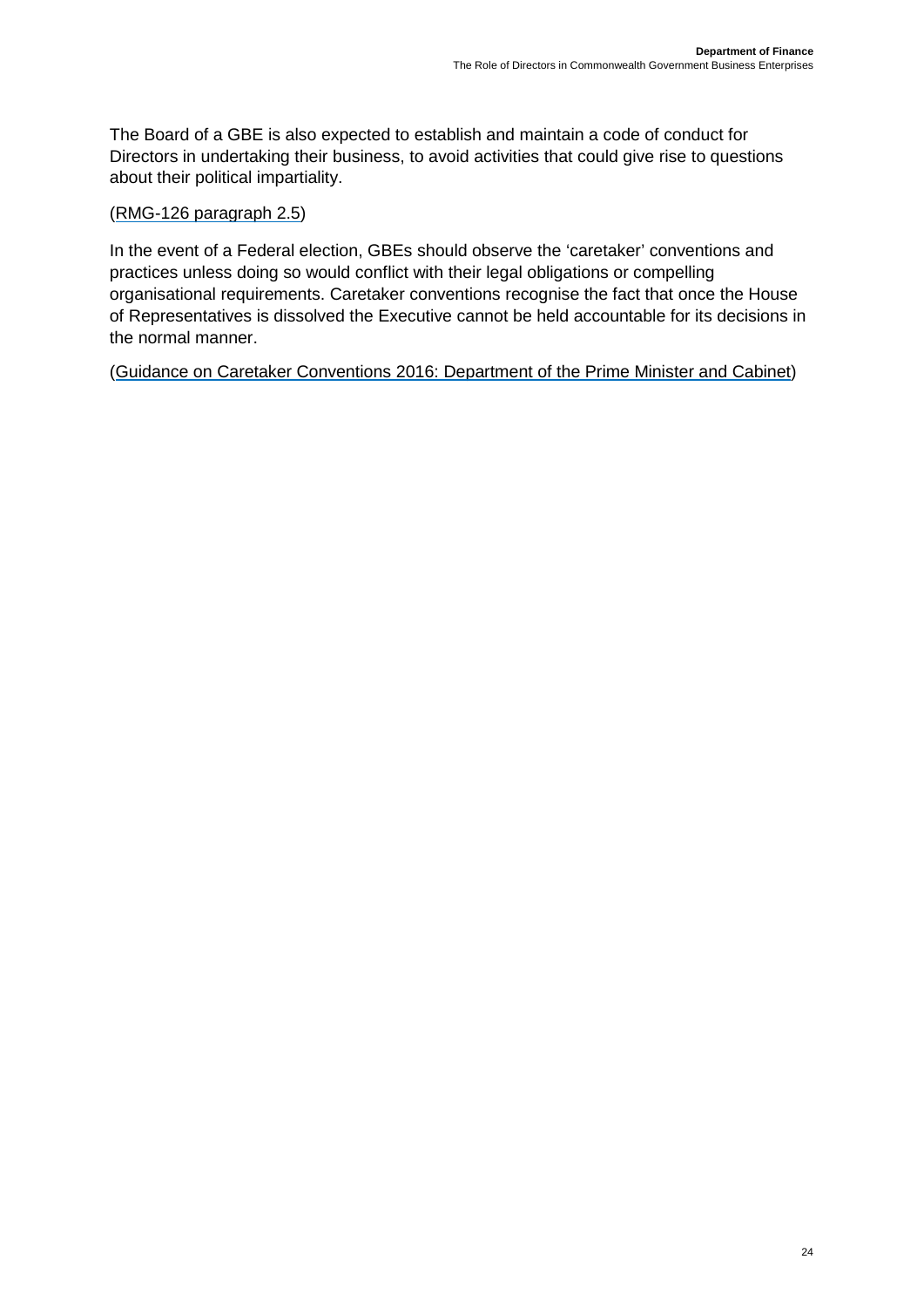The Board of a GBE is also expected to establish and maintain a code of conduct for Directors in undertaking their business, to avoid activities that could give rise to questions about their political impartiality.

(RMG-126 paragraph 2.5)

In the event of a Federal election, GBEs should observe the 'caretaker' conventions and practices unless doing so would conflict with their legal obligations or compelling organisational requirements. Caretaker conventions recognise the fact that once the House of Representatives is dissolved the Executive cannot be held accountable for its decisions in the normal manner.

(Guidance on Caretaker Conventions 2016: Department of the Prime Minister and Cabinet)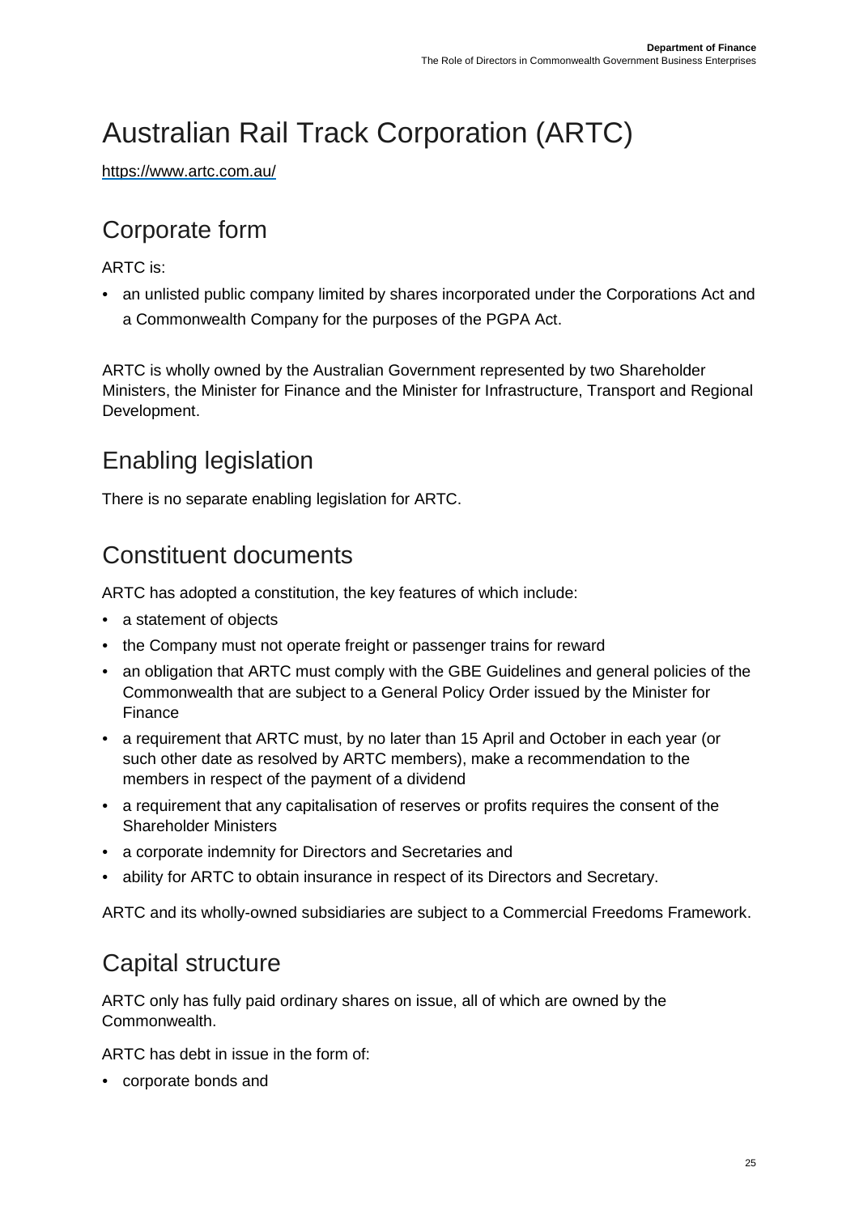# Australian Rail Track Corporation (ARTC)

https://www.artc.com.au/

## Corporate form

ARTC is:

- an unlisted public company limited by shares incorporated under the Corporations Act and a Commonwealth Company for the purposes of the PGPA Act.

ARTC is wholly owned by the Australian Government represented by two Shareholder Ministers, the Minister for Finance and the Minister for Infrastructure, Transport and Regional Development.

## Enabling legislation

There is no separate enabling legislation for ARTC.

## Constituent documents

ARTC has adopted a constitution, the key features of which include:

- a statement of objects
- the Company must not operate freight or passenger trains for reward
- an obligation that ARTC must comply with the GBE Guidelines and general policies of the Commonwealth that are subject to a General Policy Order issued by the Minister for Finance
- a requirement that ARTC must, by no later than 15 April and October in each year (or such other date as resolved by ARTC members), make a recommendation to the members in respect of the payment of a dividend
- a requirement that any capitalisation of reserves or profits requires the consent of the Shareholder Ministers
- a corporate indemnity for Directors and Secretaries and
- ability for ARTC to obtain insurance in respect of its Directors and Secretary.

ARTC and its wholly-owned subsidiaries are subject to a Commercial Freedoms Framework.

## Capital structure

ARTC only has fully paid ordinary shares on issue, all of which are owned by the Commonwealth.

ARTC has debt in issue in the form of:

- corporate bonds and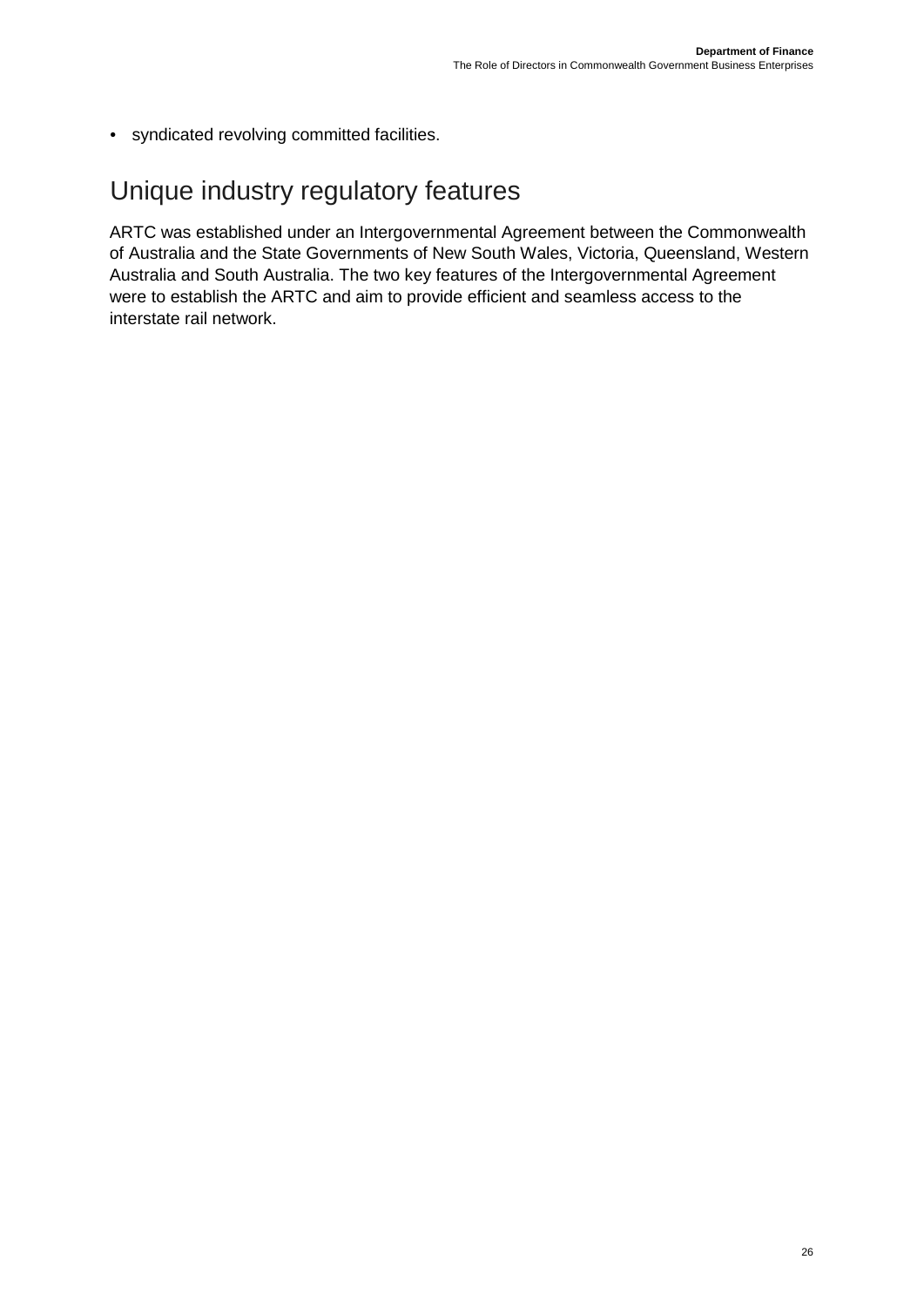- syndicated revolving committed facilities.

## Unique industry regulatory features

ARTC was established under an Intergovernmental Agreement between the Commonwealth of Australia and the State Governments of New South Wales, Victoria, Queensland, Western Australia and South Australia. The two key features of the Intergovernmental Agreement were to establish the ARTC and aim to provide efficient and seamless access to the interstate rail network.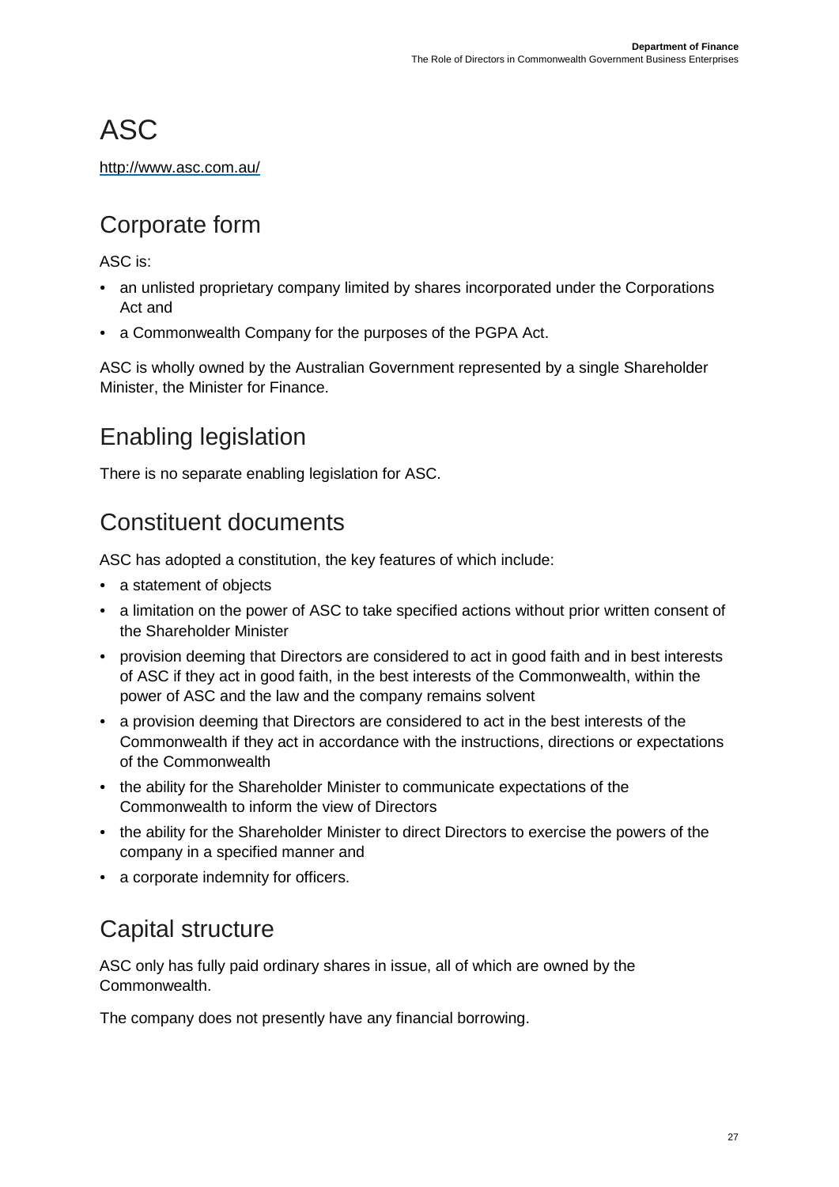# ASC

http://www.asc.com.au/

## Corporate form

ASC is:

- an unlisted proprietary company limited by shares incorporated under the Corporations Act and
- a Commonwealth Company for the purposes of the PGPA Act.

ASC is wholly owned by the Australian Government represented by a single Shareholder Minister, the Minister for Finance.

## Enabling legislation

There is no separate enabling legislation for ASC.

## Constituent documents

ASC has adopted a constitution, the key features of which include:

- a statement of objects
- a limitation on the power of ASC to take specified actions without prior written consent of the Shareholder Minister
- provision deeming that Directors are considered to act in good faith and in best interests of ASC if they act in good faith, in the best interests of the Commonwealth, within the power of ASC and the law and the company remains solvent
- a provision deeming that Directors are considered to act in the best interests of the Commonwealth if they act in accordance with the instructions, directions or expectations of the Commonwealth
- the ability for the Shareholder Minister to communicate expectations of the Commonwealth to inform the view of Directors
- the ability for the Shareholder Minister to direct Directors to exercise the powers of the company in a specified manner and
- a corporate indemnity for officers.

## Capital structure

ASC only has fully paid ordinary shares in issue, all of which are owned by the Commonwealth.

The company does not presently have any financial borrowing.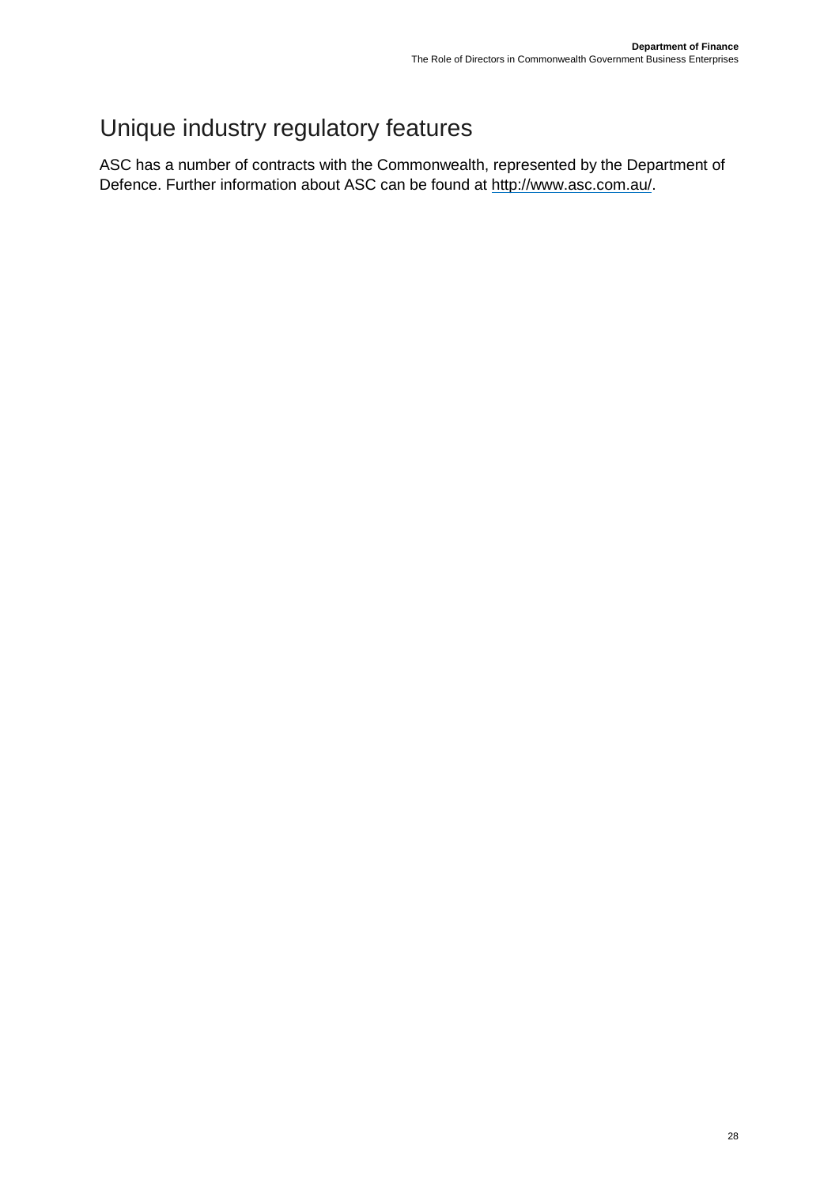## Unique industry regulatory features

ASC has a number of contracts with the Commonwealth, represented by the Department of Defence. Further information about ASC can be found at http://www.asc.com.au/.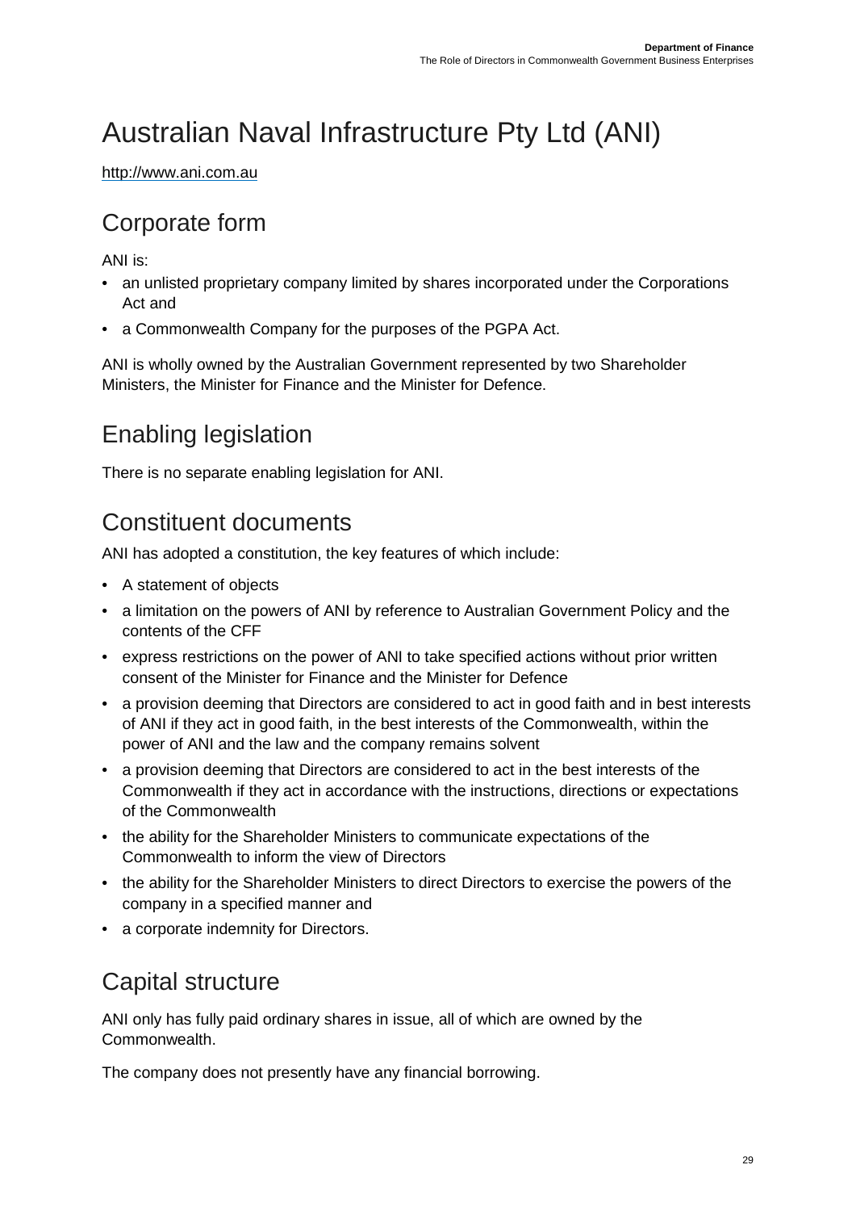# Australian Naval Infrastructure Pty Ltd (ANI)

http://www.ani.com.au

## Corporate form

ANI is:

- an unlisted proprietary company limited by shares incorporated under the Corporations Act and
- a Commonwealth Company for the purposes of the PGPA Act.

ANI is wholly owned by the Australian Government represented by two Shareholder Ministers, the Minister for Finance and the Minister for Defence.

## Enabling legislation

There is no separate enabling legislation for ANI.

## Constituent documents

ANI has adopted a constitution, the key features of which include:

- A statement of objects
- a limitation on the powers of ANI by reference to Australian Government Policy and the contents of the CFF
- express restrictions on the power of ANI to take specified actions without prior written consent of the Minister for Finance and the Minister for Defence
- a provision deeming that Directors are considered to act in good faith and in best interests of ANI if they act in good faith, in the best interests of the Commonwealth, within the power of ANI and the law and the company remains solvent
- a provision deeming that Directors are considered to act in the best interests of the Commonwealth if they act in accordance with the instructions, directions or expectations of the Commonwealth
- the ability for the Shareholder Ministers to communicate expectations of the Commonwealth to inform the view of Directors
- the ability for the Shareholder Ministers to direct Directors to exercise the powers of the company in a specified manner and
- a corporate indemnity for Directors.

## Capital structure

ANI only has fully paid ordinary shares in issue, all of which are owned by the Commonwealth.

The company does not presently have any financial borrowing.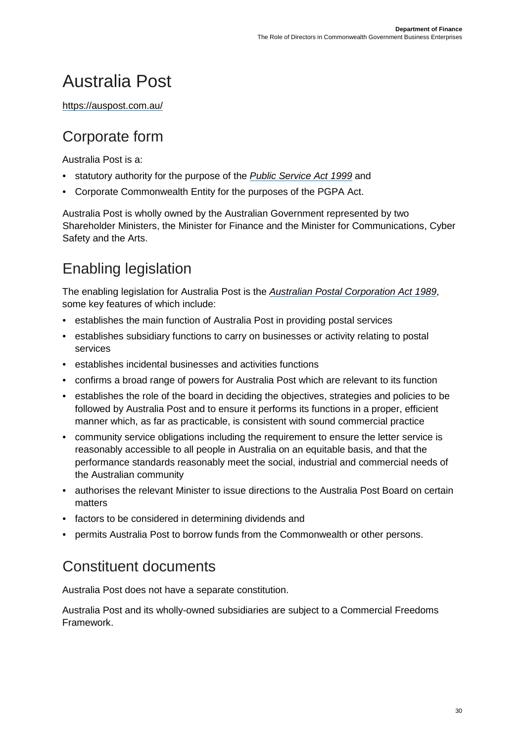# Australia Post

https://auspost.com.au/

## Corporate form

Australia Post is a:

- statutory authority for the purpose of the *Public Service Act 1999* and
- Corporate Commonwealth Entity for the purposes of the PGPA Act.

Australia Post is wholly owned by the Australian Government represented by two Shareholder Ministers, the Minister for Finance and the Minister for Communications, Cyber Safety and the Arts.

## Enabling legislation

The enabling legislation for Australia Post is the *Australian Postal Corporation Act 1989*, some key features of which include:

- establishes the main function of Australia Post in providing postal services
- establishes subsidiary functions to carry on businesses or activity relating to postal services
- establishes incidental businesses and activities functions
- confirms a broad range of powers for Australia Post which are relevant to its function
- establishes the role of the board in deciding the objectives, strategies and policies to be followed by Australia Post and to ensure it performs its functions in a proper, efficient manner which, as far as practicable, is consistent with sound commercial practice
- community service obligations including the requirement to ensure the letter service is reasonably accessible to all people in Australia on an equitable basis, and that the performance standards reasonably meet the social, industrial and commercial needs of the Australian community
- authorises the relevant Minister to issue directions to the Australia Post Board on certain matters
- factors to be considered in determining dividends and
- permits Australia Post to borrow funds from the Commonwealth or other persons.

## Constituent documents

Australia Post does not have a separate constitution.

Australia Post and its wholly-owned subsidiaries are subject to a Commercial Freedoms Framework.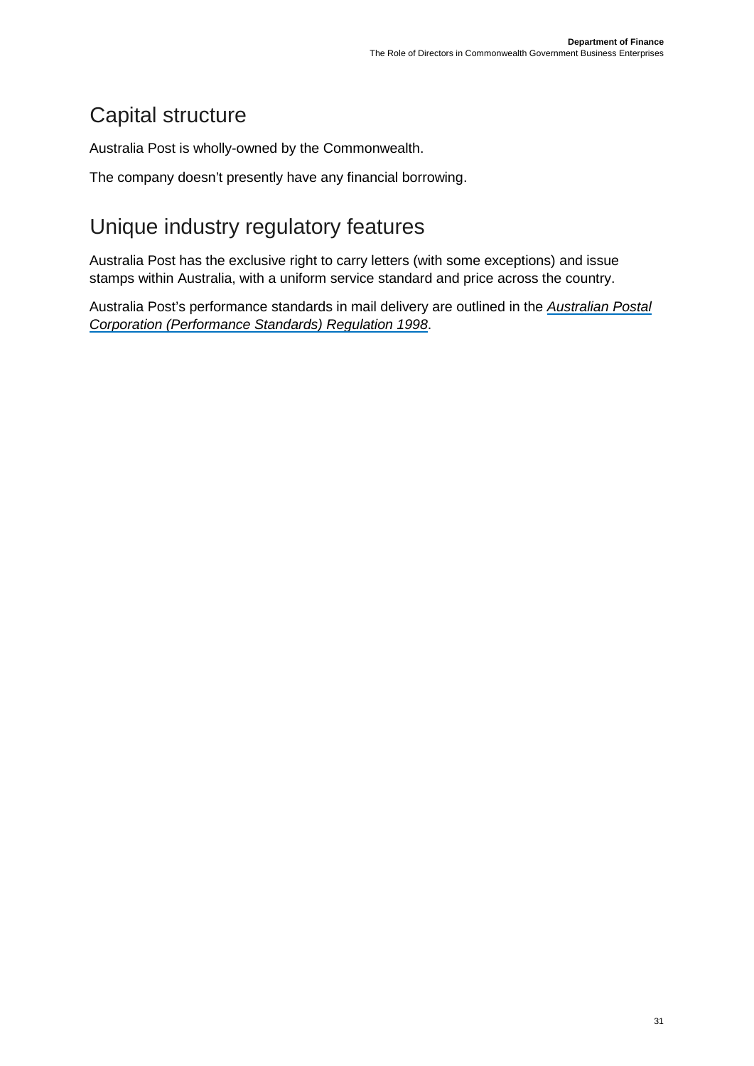## Capital structure

Australia Post is wholly-owned by the Commonwealth.

The company doesn’t presently have any financial borrowing.

## Unique industry regulatory features

Australia Post has the exclusive right to carry letters (with some exceptions) and issue stamps within Australia, with a uniform service standard and price across the country.

Australia Post’s performance standards in mail delivery are outlined in the *Australian Postal Corporation (Performance Standards) Regulation 1998*.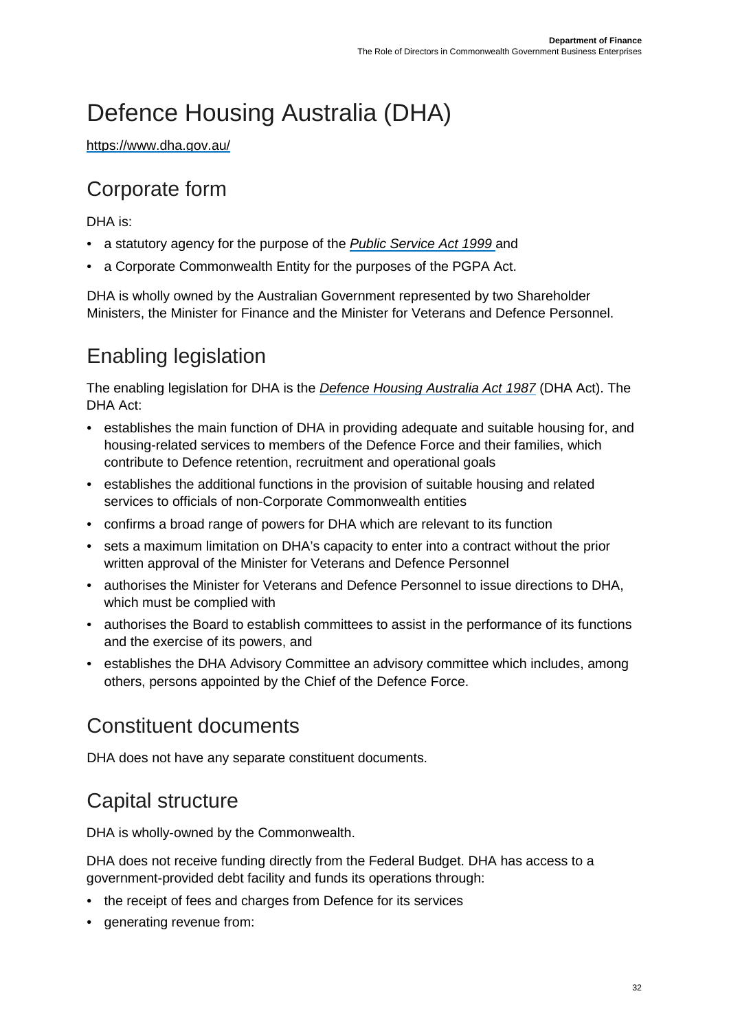# Defence Housing Australia (DHA)

https://www.dha.gov.au/

## Corporate form

DHA is:

- a statutory agency for the purpose of the *Public Service Act 1999* and
- a Corporate Commonwealth Entity for the purposes of the PGPA Act.

DHA is wholly owned by the Australian Government represented by two Shareholder Ministers, the Minister for Finance and the Minister for Veterans and Defence Personnel.

## Enabling legislation

The enabling legislation for DHA is the *Defence Housing Australia Act 1987* (DHA Act). The DHA Act:

- establishes the main function of DHA in providing adequate and suitable housing for, and housing-related services to members of the Defence Force and their families, which contribute to Defence retention, recruitment and operational goals
- establishes the additional functions in the provision of suitable housing and related services to officials of non-Corporate Commonwealth entities
- confirms a broad range of powers for DHA which are relevant to its function
- sets a maximum limitation on DHA's capacity to enter into a contract without the prior written approval of the Minister for Veterans and Defence Personnel
- authorises the Minister for Veterans and Defence Personnel to issue directions to DHA, which must be complied with
- authorises the Board to establish committees to assist in the performance of its functions and the exercise of its powers, and
- establishes the DHA Advisory Committee an advisory committee which includes, among others, persons appointed by the Chief of the Defence Force.

## Constituent documents

DHA does not have any separate constituent documents.

## Capital structure

DHA is wholly-owned by the Commonwealth.

DHA does not receive funding directly from the Federal Budget. DHA has access to a government-provided debt facility and funds its operations through:

- the receipt of fees and charges from Defence for its services
- generating revenue from: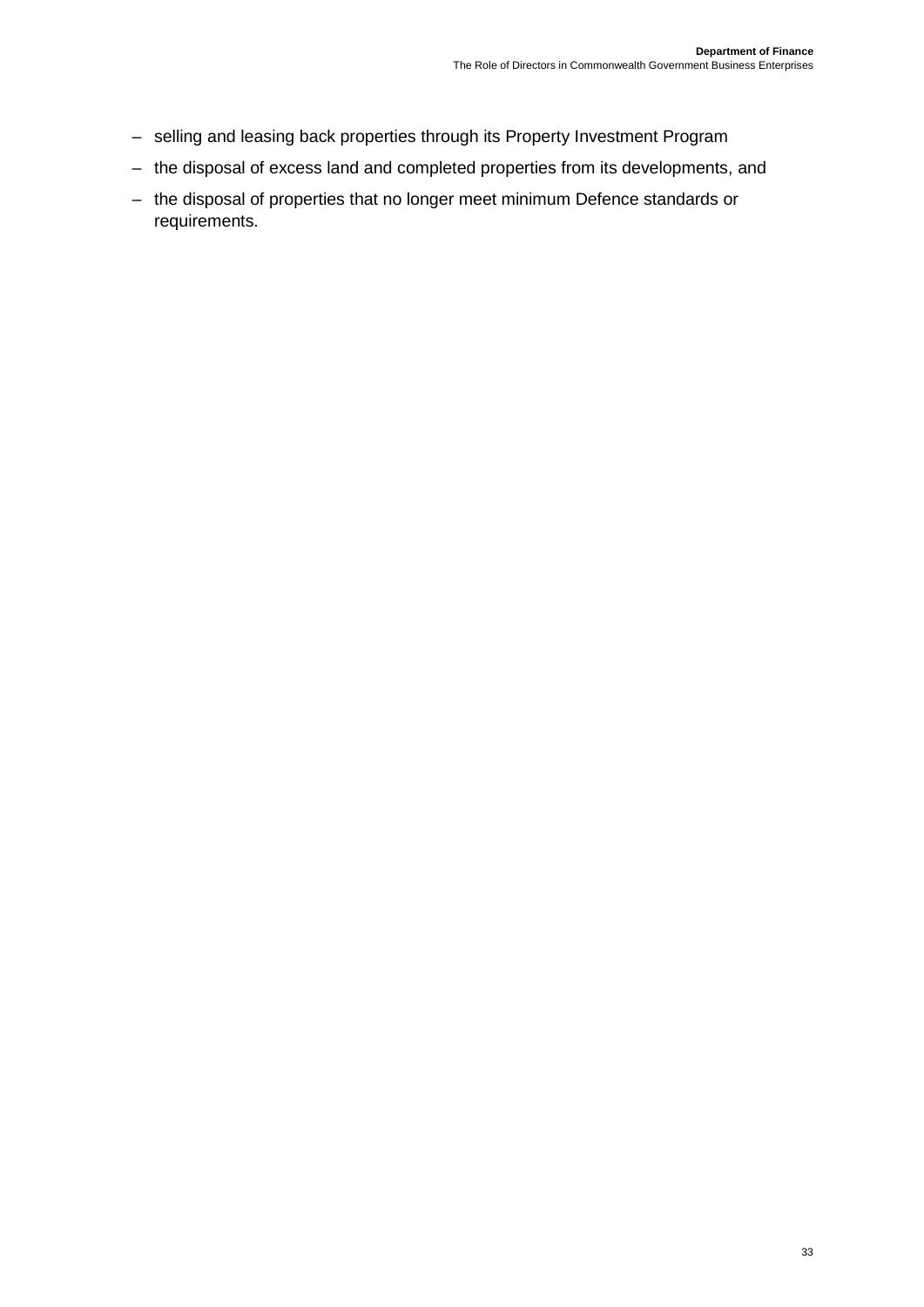- selling and leasing back properties through its Property Investment Program
- the disposal of excess land and completed properties from its developments, and
- the disposal of properties that no longer meet minimum Defence standards or requirements.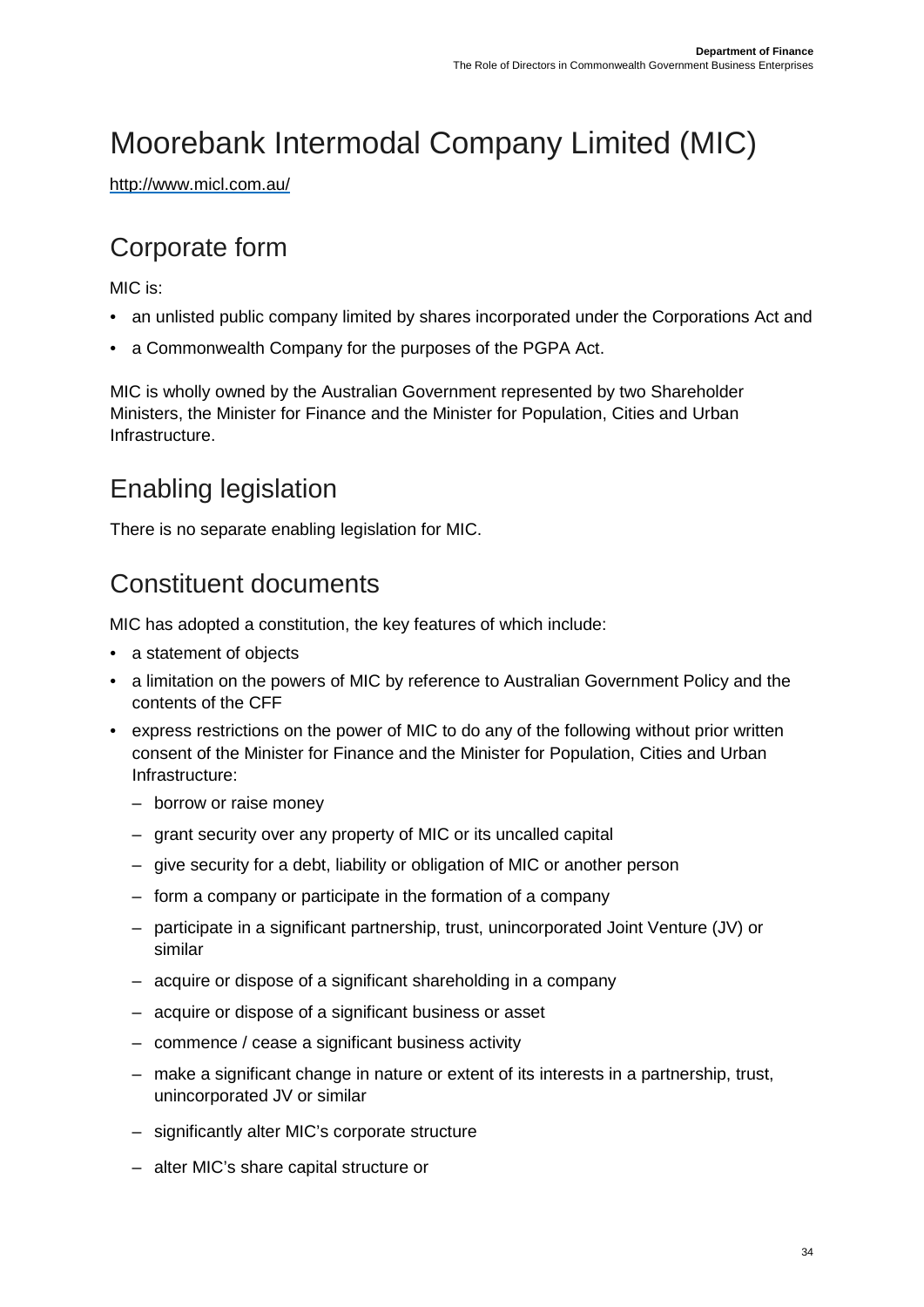# Moorebank Intermodal Company Limited (MIC)

http://www.micl.com.au/

## Corporate form

MIC is:

- an unlisted public company limited by shares incorporated under the Corporations Act and
- a Commonwealth Company for the purposes of the PGPA Act.

MIC is wholly owned by the Australian Government represented by two Shareholder Ministers, the Minister for Finance and the Minister for Population, Cities and Urban Infrastructure.

## Enabling legislation

There is no separate enabling legislation for MIC.

## Constituent documents

MIC has adopted a constitution, the key features of which include:

- a statement of objects
- a limitation on the powers of MIC by reference to Australian Government Policy and the contents of the CFF
- express restrictions on the power of MIC to do any of the following without prior written consent of the Minister for Finance and the Minister for Population, Cities and Urban Infrastructure:
  - borrow or raise money
  - grant security over any property of MIC or its uncalled capital
  - give security for a debt, liability or obligation of MIC or another person
  - form a company or participate in the formation of a company
  - participate in a significant partnership, trust, unincorporated Joint Venture (JV) or similar
  - acquire or dispose of a significant shareholding in a company
  - acquire or dispose of a significant business or asset
  - commence / cease a significant business activity
  - make a significant change in nature or extent of its interests in a partnership, trust, unincorporated JV or similar
  - significantly alter MIC's corporate structure
  - alter MIC's share capital structure or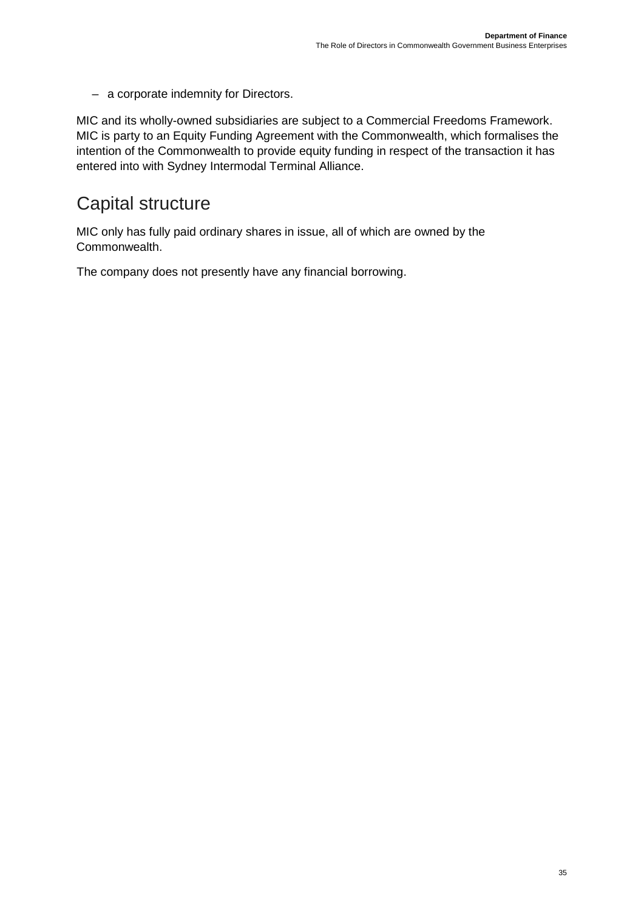– a corporate indemnity for Directors.

MIC and its wholly-owned subsidiaries are subject to a Commercial Freedoms Framework. MIC is party to an Equity Funding Agreement with the Commonwealth, which formalises the intention of the Commonwealth to provide equity funding in respect of the transaction it has entered into with Sydney Intermodal Terminal Alliance.

## Capital structure

MIC only has fully paid ordinary shares in issue, all of which are owned by the Commonwealth.

The company does not presently have any financial borrowing.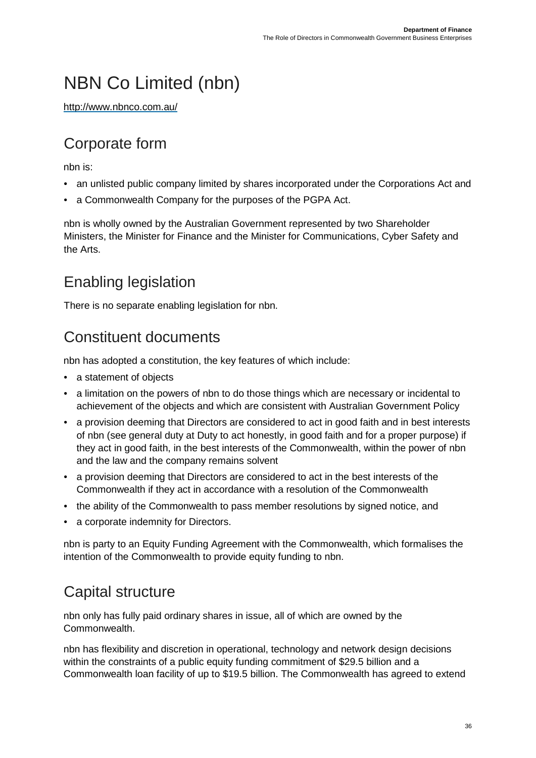# NBN Co Limited (nbn)

http://www.nbnco.com.au/

## Corporate form

nbn is:

- an unlisted public company limited by shares incorporated under the Corporations Act and
- a Commonwealth Company for the purposes of the PGPA Act.

nbn is wholly owned by the Australian Government represented by two Shareholder Ministers, the Minister for Finance and the Minister for Communications, Cyber Safety and the Arts.

## Enabling legislation

There is no separate enabling legislation for nbn.

## Constituent documents

nbn has adopted a constitution, the key features of which include:

- a statement of objects
- a limitation on the powers of nbn to do those things which are necessary or incidental to achievement of the objects and which are consistent with Australian Government Policy
- a provision deeming that Directors are considered to act in good faith and in best interests of nbn (see general duty at Duty to act honestly, in good faith and for a proper purpose) if they act in good faith, in the best interests of the Commonwealth, within the power of nbn and the law and the company remains solvent
- a provision deeming that Directors are considered to act in the best interests of the Commonwealth if they act in accordance with a resolution of the Commonwealth
- the ability of the Commonwealth to pass member resolutions by signed notice, and
- a corporate indemnity for Directors.

nbn is party to an Equity Funding Agreement with the Commonwealth, which formalises the intention of the Commonwealth to provide equity funding to nbn.

## Capital structure

nbn only has fully paid ordinary shares in issue, all of which are owned by the Commonwealth.

nbn has flexibility and discretion in operational, technology and network design decisions within the constraints of a public equity funding commitment of $29.5 billion and a Commonwealth loan facility of up to $19.5 billion. The Commonwealth has agreed to extend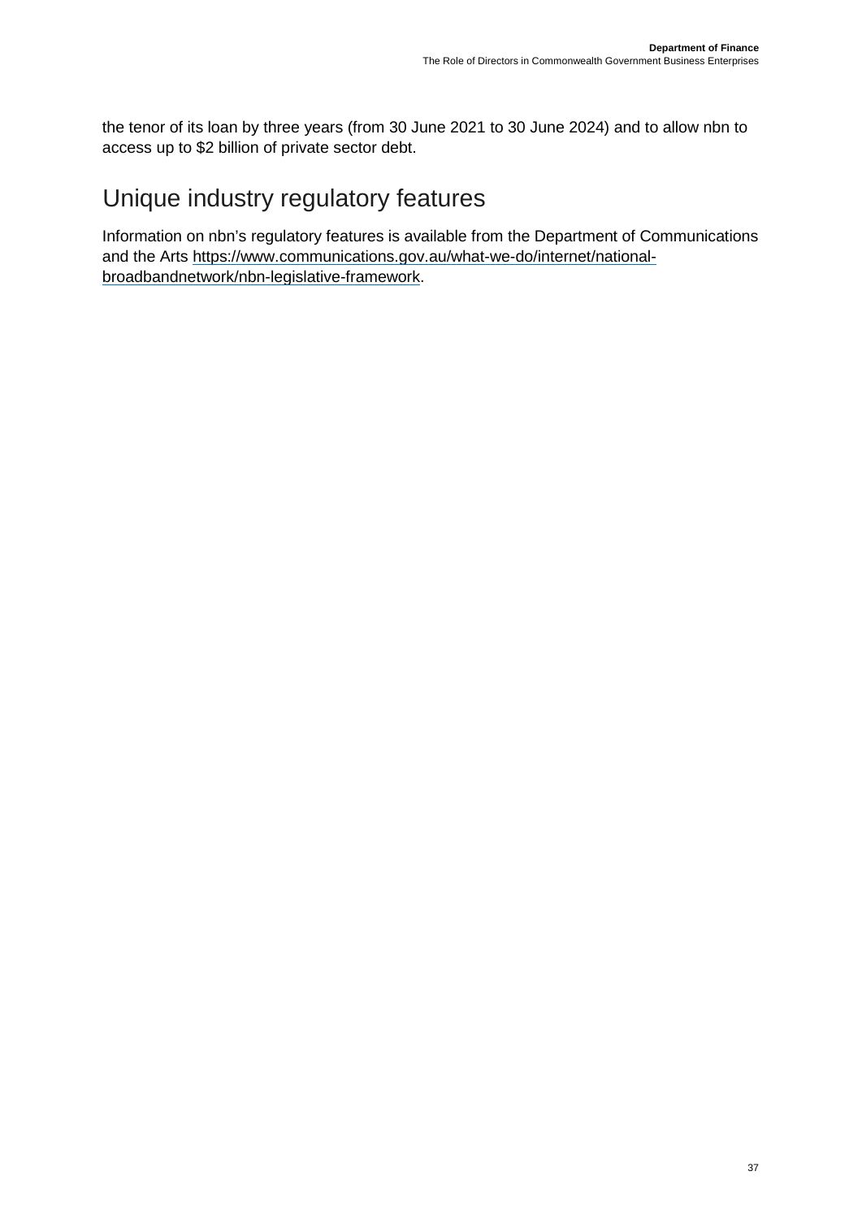the tenor of its loan by three years (from 30 June 2021 to 30 June 2024) and to allow nbn to access up to $2 billion of private sector debt.

## Unique industry regulatory features

Information on nbn's regulatory features is available from the Department of Communications and the Arts https://www.communications.gov.au/what-we-do/internet/national-broadbandnetwork/nbn-legislative-framework.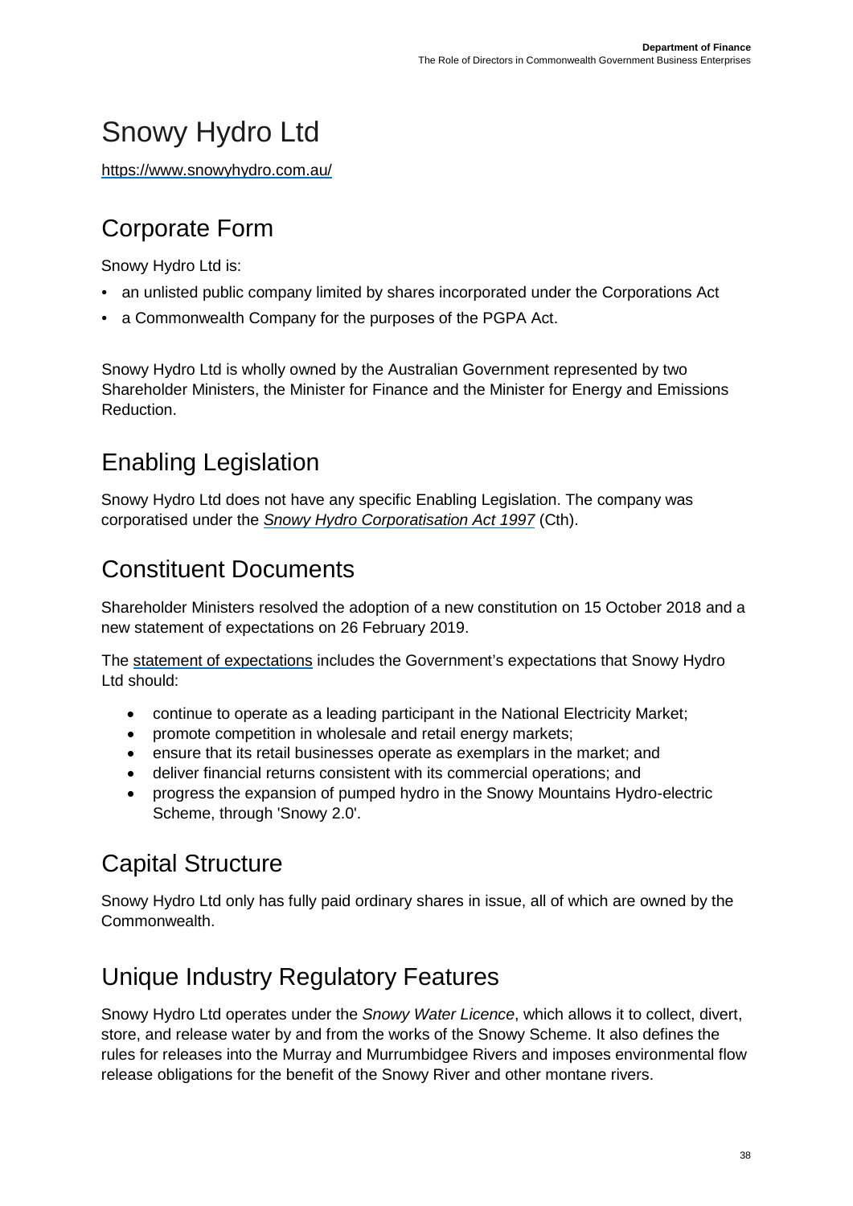# Snowy Hydro Ltd

https://www.snowyhydro.com.au/

## Corporate Form

Snowy Hydro Ltd is:

- an unlisted public company limited by shares incorporated under the Corporations Act
- a Commonwealth Company for the purposes of the PGPA Act.

Snowy Hydro Ltd is wholly owned by the Australian Government represented by two Shareholder Ministers, the Minister for Finance and the Minister for Energy and Emissions Reduction.

## Enabling Legislation

Snowy Hydro Ltd does not have any specific Enabling Legislation. The company was corporatised under the *Snowy Hydro Corporatisation Act 1997* (Cth).

## Constituent Documents

Shareholder Ministers resolved the adoption of a new constitution on 15 October 2018 and a new statement of expectations on 26 February 2019.

The statement of expectations includes the Government's expectations that Snowy Hydro Ltd should:

- continue to operate as a leading participant in the National Electricity Market;
- promote competition in wholesale and retail energy markets;
- ensure that its retail businesses operate as exemplars in the market; and
- deliver financial returns consistent with its commercial operations; and
- progress the expansion of pumped hydro in the Snowy Mountains Hydro-electric Scheme, through 'Snowy 2.0'.

## Capital Structure

Snowy Hydro Ltd only has fully paid ordinary shares in issue, all of which are owned by the Commonwealth.

## Unique Industry Regulatory Features

Snowy Hydro Ltd operates under the *Snowy Water Licence*, which allows it to collect, divert, store, and release water by and from the works of the Snowy Scheme. It also defines the rules for releases into the Murray and Murrumbidgee Rivers and imposes environmental flow release obligations for the benefit of the Snowy River and other montane rivers.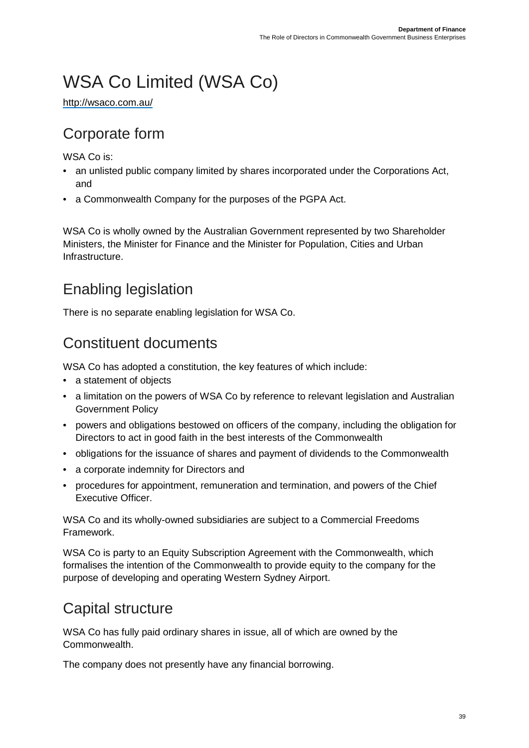# WSA Co Limited (WSA Co)

http://wsaco.com.au/

## Corporate form

WSA Co is:

- an unlisted public company limited by shares incorporated under the Corporations Act, and
- a Commonwealth Company for the purposes of the PGPA Act.

WSA Co is wholly owned by the Australian Government represented by two Shareholder Ministers, the Minister for Finance and the Minister for Population, Cities and Urban Infrastructure.

## Enabling legislation

There is no separate enabling legislation for WSA Co.

## Constituent documents

WSA Co has adopted a constitution, the key features of which include:

- a statement of objects
- a limitation on the powers of WSA Co by reference to relevant legislation and Australian Government Policy
- powers and obligations bestowed on officers of the company, including the obligation for Directors to act in good faith in the best interests of the Commonwealth
- obligations for the issuance of shares and payment of dividends to the Commonwealth
- a corporate indemnity for Directors and
- procedures for appointment, remuneration and termination, and powers of the Chief Executive Officer.

WSA Co and its wholly-owned subsidiaries are subject to a Commercial Freedoms Framework.

WSA Co is party to an Equity Subscription Agreement with the Commonwealth, which formalises the intention of the Commonwealth to provide equity to the company for the purpose of developing and operating Western Sydney Airport.

## Capital structure

WSA Co has fully paid ordinary shares in issue, all of which are owned by the Commonwealth.

The company does not presently have any financial borrowing.